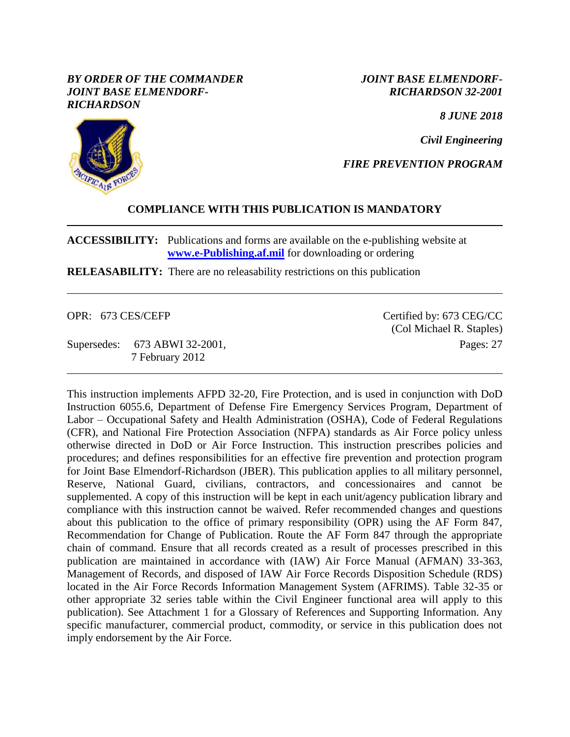*BY ORDER OF THE COMMANDER*
*JOINT BASE ELMENDORF-RICHARDSON*

*JOINT BASE ELMENDORF-RICHARDSON 32-2001*

*8 JUNE 2018*

*Civil Engineering*

*FIRE PREVENTION PROGRAM*

**COMPLIANCE WITH THIS PUBLICATION IS MANDATORY**

---

**ACCESSIBILITY:** Publications and forms are available on the e-publishing website at **www.e-Publishing.af.mil** for downloading or ordering

**RELEASABILITY:** There are no releasability restrictions on this publication

---

OPR: 673 CES/CEFP

Certified by: 673 CEG/CC (Col Michael R. Staples)

Supersedes: 673 ABWI 32-2001, 7 February 2012

Pages: 27

---

This instruction implements AFPD 32-20, Fire Protection, and is used in conjunction with DoD Instruction 6055.6, Department of Defense Fire Emergency Services Program, Department of Labor – Occupational Safety and Health Administration (OSHA), Code of Federal Regulations (CFR), and National Fire Protection Association (NFPA) standards as Air Force policy unless otherwise directed in DoD or Air Force Instruction. This instruction prescribes policies and procedures; and defines responsibilities for an effective fire prevention and protection program for Joint Base Elmendorf-Richardson (JBER). This publication applies to all military personnel, Reserve, National Guard, civilians, contractors, and concessionaires and cannot be supplemented. A copy of this instruction will be kept in each unit/agency publication library and compliance with this instruction cannot be waived. Refer recommended changes and questions about this publication to the office of primary responsibility (OPR) using the AF Form 847, Recommendation for Change of Publication. Route the AF Form 847 through the appropriate chain of command. Ensure that all records created as a result of processes prescribed in this publication are maintained in accordance with (IAW) Air Force Manual (AFMAN) 33-363, Management of Records, and disposed of IAW Air Force Records Disposition Schedule (RDS) located in the Air Force Records Information Management System (AFRIMS). Table 32-35 or other appropriate 32 series table within the Civil Engineer functional area will apply to this publication). See Attachment 1 for a Glossary of References and Supporting Information. Any specific manufacturer, commercial product, commodity, or service in this publication does not imply endorsement by the Air Force.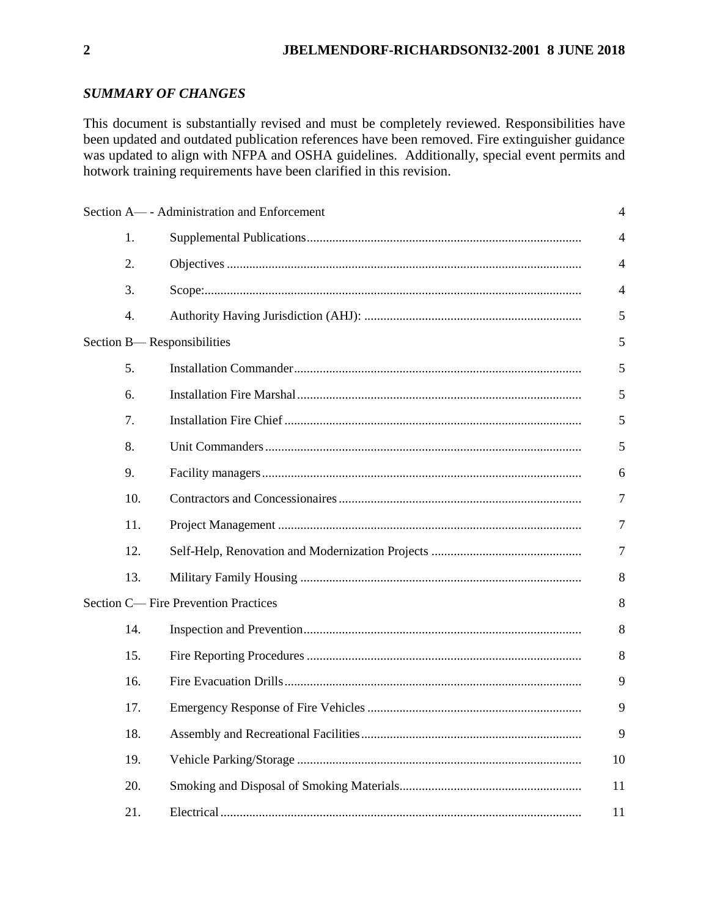## *SUMMARY OF CHANGES*

This document is substantially revised and must be completely reviewed. Responsibilities have been updated and outdated publication references have been removed. Fire extinguisher guidance was updated to align with NFPA and OSHA guidelines. Additionally, special event permits and hotwork training requirements have been clarified in this revision.

| | | |
|---|---|---|
| Section A— - Administration and Enforcement | | 4 |
| 1. | Supplemental Publications | 4 |
| 2. | Objectives | 4 |
| 3. | Scope: | 4 |
| 4. | Authority Having Jurisdiction (AHJ): | 5 |
| Section B— Responsibilities | | 5 |
| 5. | Installation Commander | 5 |
| 6. | Installation Fire Marshal | 5 |
| 7. | Installation Fire Chief | 5 |
| 8. | Unit Commanders | 5 |
| 9. | Facility managers | 6 |
| 10. | Contractors and Concessionaires | 7 |
| 11. | Project Management | 7 |
| 12. | Self-Help, Renovation and Modernization Projects | 7 |
| 13. | Military Family Housing | 8 |
| Section C— Fire Prevention Practices | | 8 |
| 14. | Inspection and Prevention | 8 |
| 15. | Fire Reporting Procedures | 8 |
| 16. | Fire Evacuation Drills | 9 |
| 17. | Emergency Response of Fire Vehicles | 9 |
| 18. | Assembly and Recreational Facilities | 9 |
| 19. | Vehicle Parking/Storage | 10 |
| 20. | Smoking and Disposal of Smoking Materials | 11 |
| 21. | Electrical | 11 |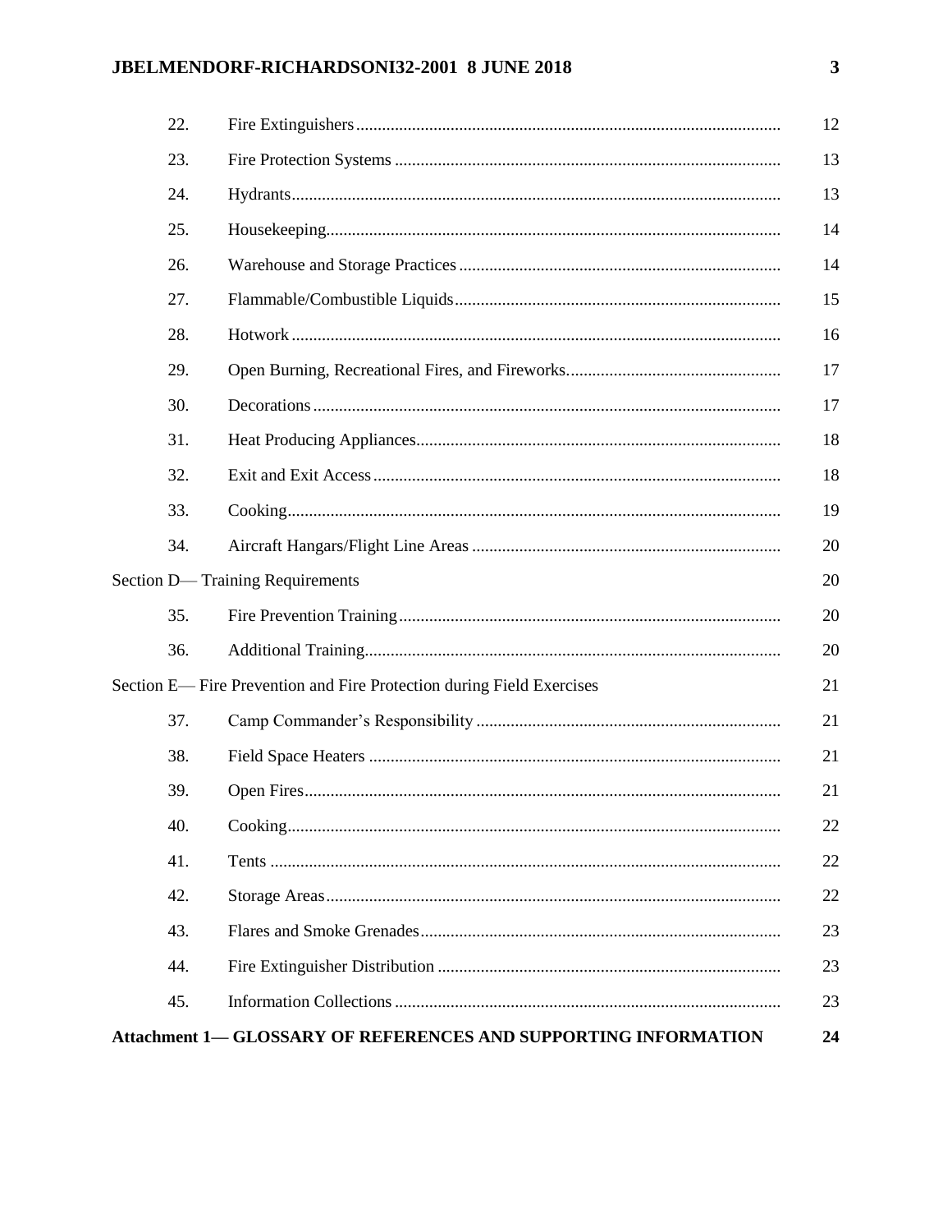| | | |
|---|---|---|
| 22. | Fire Extinguishers | 12 |
| 23. | Fire Protection Systems | 13 |
| 24. | Hydrants | 13 |
| 25. | Housekeeping | 14 |
| 26. | Warehouse and Storage Practices | 14 |
| 27. | Flammable/Combustible Liquids | 15 |
| 28. | Hotwork | 16 |
| 29. | Open Burning, Recreational Fires, and Fireworks | 17 |
| 30. | Decorations | 17 |
| 31. | Heat Producing Appliances | 18 |
| 32. | Exit and Exit Access | 18 |
| 33. | Cooking | 19 |
| 34. | Aircraft Hangars/Flight Line Areas | 20 |
| Section D— Training Requirements | | 20 |
| 35. | Fire Prevention Training | 20 |
| 36. | Additional Training | 20 |
| Section E— Fire Prevention and Fire Protection during Field Exercises | | 21 |
| 37. | Camp Commander's Responsibility | 21 |
| 38. | Field Space Heaters | 21 |
| 39. | Open Fires | 21 |
| 40. | Cooking | 22 |
| 41. | Tents | 22 |
| 42. | Storage Areas | 22 |
| 43. | Flares and Smoke Grenades | 23 |
| 44. | Fire Extinguisher Distribution | 23 |
| 45. | Information Collections | 23 |
| **Attachment 1— GLOSSARY OF REFERENCES AND SUPPORTING INFORMATION** | | **24** |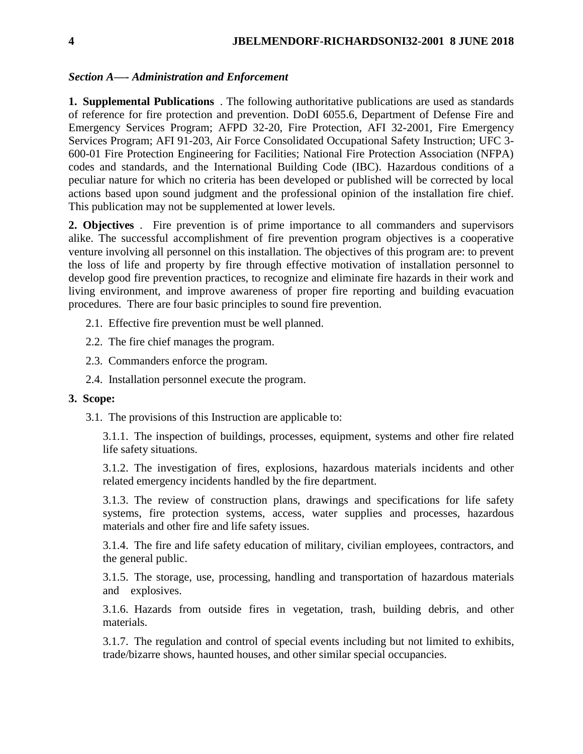*Section A—- Administration and Enforcement*

**1. Supplemental Publications** . The following authoritative publications are used as standards of reference for fire protection and prevention. DoDI 6055.6, Department of Defense Fire and Emergency Services Program; AFPD 32-20, Fire Protection, AFI 32-2001, Fire Emergency Services Program; AFI 91-203, Air Force Consolidated Occupational Safety Instruction; UFC 3-600-01 Fire Protection Engineering for Facilities; National Fire Protection Association (NFPA) codes and standards, and the International Building Code (IBC). Hazardous conditions of a peculiar nature for which no criteria has been developed or published will be corrected by local actions based upon sound judgment and the professional opinion of the installation fire chief. This publication may not be supplemented at lower levels.

**2. Objectives** . Fire prevention is of prime importance to all commanders and supervisors alike. The successful accomplishment of fire prevention program objectives is a cooperative venture involving all personnel on this installation. The objectives of this program are: to prevent the loss of life and property by fire through effective motivation of installation personnel to develop good fire prevention practices, to recognize and eliminate fire hazards in their work and living environment, and improve awareness of proper fire reporting and building evacuation procedures. There are four basic principles to sound fire prevention.

2.1. Effective fire prevention must be well planned.

2.2. The fire chief manages the program.

2.3. Commanders enforce the program.

2.4. Installation personnel execute the program.

**3. Scope:**

3.1. The provisions of this Instruction are applicable to:

3.1.1. The inspection of buildings, processes, equipment, systems and other fire related life safety situations.

3.1.2. The investigation of fires, explosions, hazardous materials incidents and other related emergency incidents handled by the fire department.

3.1.3. The review of construction plans, drawings and specifications for life safety systems, fire protection systems, access, water supplies and processes, hazardous materials and other fire and life safety issues.

3.1.4. The fire and life safety education of military, civilian employees, contractors, and the general public.

3.1.5. The storage, use, processing, handling and transportation of hazardous materials and explosives.

3.1.6. Hazards from outside fires in vegetation, trash, building debris, and other materials.

3.1.7. The regulation and control of special events including but not limited to exhibits, trade/bizarre shows, haunted houses, and other similar special occupancies.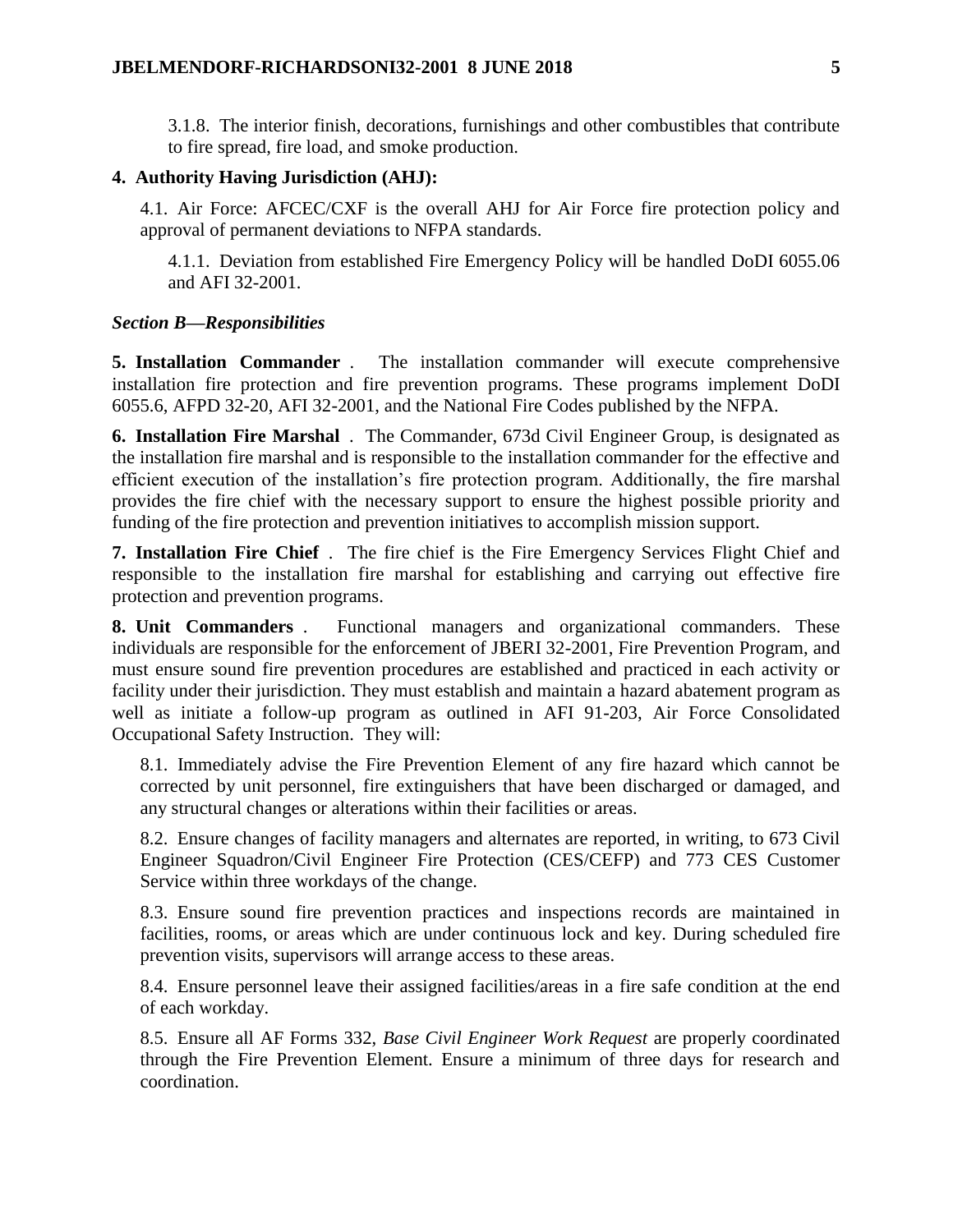3.1.8. The interior finish, decorations, furnishings and other combustibles that contribute to fire spread, fire load, and smoke production.

**4. Authority Having Jurisdiction (AHJ):**

4.1. Air Force: AFCEC/CXF is the overall AHJ for Air Force fire protection policy and approval of permanent deviations to NFPA standards.

4.1.1. Deviation from established Fire Emergency Policy will be handled DoDI 6055.06 and AFI 32-2001.

***Section B—Responsibilities***

**5. Installation Commander** . The installation commander will execute comprehensive installation fire protection and fire prevention programs. These programs implement DoDI 6055.6, AFPD 32-20, AFI 32-2001, and the National Fire Codes published by the NFPA.

**6. Installation Fire Marshal** . The Commander, 673d Civil Engineer Group, is designated as the installation fire marshal and is responsible to the installation commander for the effective and efficient execution of the installation's fire protection program. Additionally, the fire marshal provides the fire chief with the necessary support to ensure the highest possible priority and funding of the fire protection and prevention initiatives to accomplish mission support.

**7. Installation Fire Chief** . The fire chief is the Fire Emergency Services Flight Chief and responsible to the installation fire marshal for establishing and carrying out effective fire protection and prevention programs.

**8. Unit Commanders** . Functional managers and organizational commanders. These individuals are responsible for the enforcement of JBERI 32-2001, Fire Prevention Program, and must ensure sound fire prevention procedures are established and practiced in each activity or facility under their jurisdiction. They must establish and maintain a hazard abatement program as well as initiate a follow-up program as outlined in AFI 91-203, Air Force Consolidated Occupational Safety Instruction. They will:

8.1. Immediately advise the Fire Prevention Element of any fire hazard which cannot be corrected by unit personnel, fire extinguishers that have been discharged or damaged, and any structural changes or alterations within their facilities or areas.

8.2. Ensure changes of facility managers and alternates are reported, in writing, to 673 Civil Engineer Squadron/Civil Engineer Fire Protection (CES/CEFP) and 773 CES Customer Service within three workdays of the change.

8.3. Ensure sound fire prevention practices and inspections records are maintained in facilities, rooms, or areas which are under continuous lock and key. During scheduled fire prevention visits, supervisors will arrange access to these areas.

8.4. Ensure personnel leave their assigned facilities/areas in a fire safe condition at the end of each workday.

8.5. Ensure all AF Forms 332, *Base Civil Engineer Work Request* are properly coordinated through the Fire Prevention Element. Ensure a minimum of three days for research and coordination.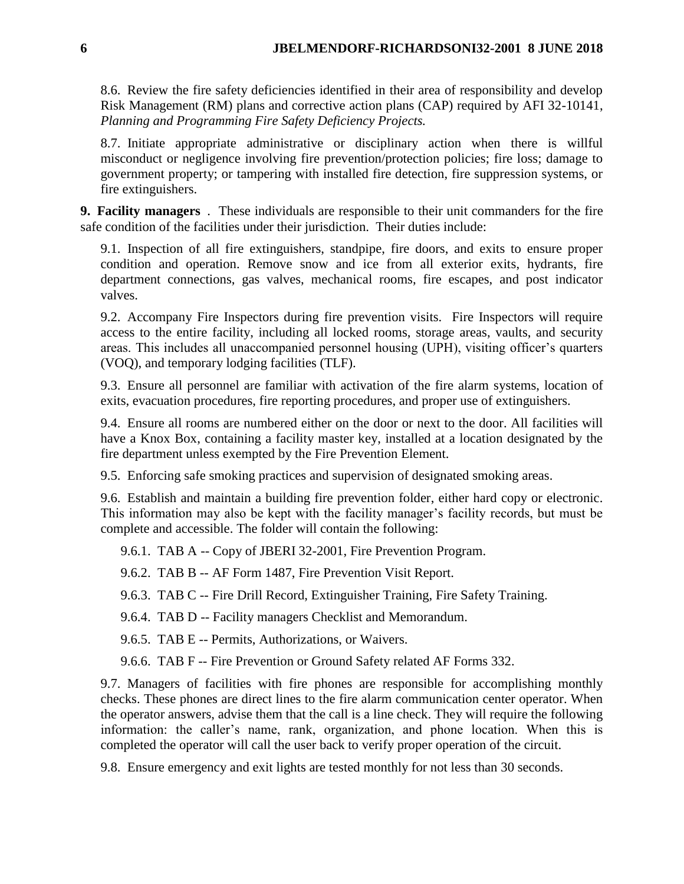8.6. Review the fire safety deficiencies identified in their area of responsibility and develop Risk Management (RM) plans and corrective action plans (CAP) required by AFI 32-10141, *Planning and Programming Fire Safety Deficiency Projects.*

8.7. Initiate appropriate administrative or disciplinary action when there is willful misconduct or negligence involving fire prevention/protection policies; fire loss; damage to government property; or tampering with installed fire detection, fire suppression systems, or fire extinguishers.

**9. Facility managers** . These individuals are responsible to their unit commanders for the fire safe condition of the facilities under their jurisdiction. Their duties include:

9.1. Inspection of all fire extinguishers, standpipe, fire doors, and exits to ensure proper condition and operation. Remove snow and ice from all exterior exits, hydrants, fire department connections, gas valves, mechanical rooms, fire escapes, and post indicator valves.

9.2. Accompany Fire Inspectors during fire prevention visits. Fire Inspectors will require access to the entire facility, including all locked rooms, storage areas, vaults, and security areas. This includes all unaccompanied personnel housing (UPH), visiting officer's quarters (VOQ), and temporary lodging facilities (TLF).

9.3. Ensure all personnel are familiar with activation of the fire alarm systems, location of exits, evacuation procedures, fire reporting procedures, and proper use of extinguishers.

9.4. Ensure all rooms are numbered either on the door or next to the door. All facilities will have a Knox Box, containing a facility master key, installed at a location designated by the fire department unless exempted by the Fire Prevention Element.

9.5. Enforcing safe smoking practices and supervision of designated smoking areas.

9.6. Establish and maintain a building fire prevention folder, either hard copy or electronic. This information may also be kept with the facility manager's facility records, but must be complete and accessible. The folder will contain the following:

9.6.1. TAB A -- Copy of JBERI 32-2001, Fire Prevention Program.

9.6.2. TAB B -- AF Form 1487, Fire Prevention Visit Report.

9.6.3. TAB C -- Fire Drill Record, Extinguisher Training, Fire Safety Training.

9.6.4. TAB D -- Facility managers Checklist and Memorandum.

9.6.5. TAB E -- Permits, Authorizations, or Waivers.

9.6.6. TAB F -- Fire Prevention or Ground Safety related AF Forms 332.

9.7. Managers of facilities with fire phones are responsible for accomplishing monthly checks. These phones are direct lines to the fire alarm communication center operator. When the operator answers, advise them that the call is a line check. They will require the following information: the caller's name, rank, organization, and phone location. When this is completed the operator will call the user back to verify proper operation of the circuit.

9.8. Ensure emergency and exit lights are tested monthly for not less than 30 seconds.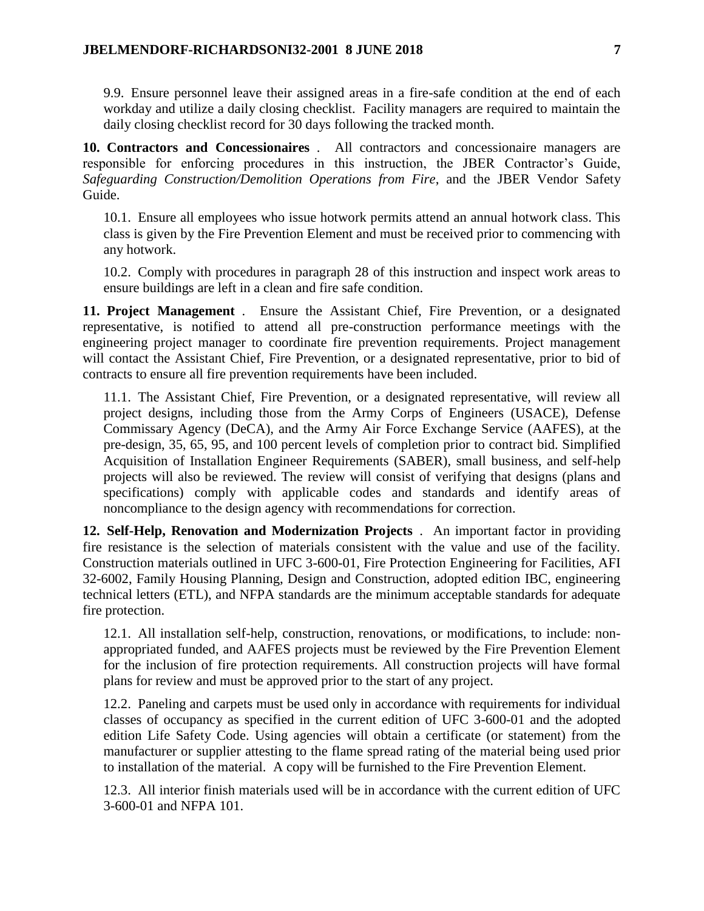9.9. Ensure personnel leave their assigned areas in a fire-safe condition at the end of each workday and utilize a daily closing checklist. Facility managers are required to maintain the daily closing checklist record for 30 days following the tracked month.

**10. Contractors and Concessionaires** . All contractors and concessionaire managers are responsible for enforcing procedures in this instruction, the JBER Contractor's Guide, *Safeguarding Construction/Demolition Operations from Fire*, and the JBER Vendor Safety Guide.

10.1. Ensure all employees who issue hotwork permits attend an annual hotwork class. This class is given by the Fire Prevention Element and must be received prior to commencing with any hotwork.

10.2. Comply with procedures in paragraph 28 of this instruction and inspect work areas to ensure buildings are left in a clean and fire safe condition.

**11. Project Management** . Ensure the Assistant Chief, Fire Prevention, or a designated representative, is notified to attend all pre-construction performance meetings with the engineering project manager to coordinate fire prevention requirements. Project management will contact the Assistant Chief, Fire Prevention, or a designated representative, prior to bid of contracts to ensure all fire prevention requirements have been included.

11.1. The Assistant Chief, Fire Prevention, or a designated representative, will review all project designs, including those from the Army Corps of Engineers (USACE), Defense Commissary Agency (DeCA), and the Army Air Force Exchange Service (AAFES), at the pre-design, 35, 65, 95, and 100 percent levels of completion prior to contract bid. Simplified Acquisition of Installation Engineer Requirements (SABER), small business, and self-help projects will also be reviewed. The review will consist of verifying that designs (plans and specifications) comply with applicable codes and standards and identify areas of noncompliance to the design agency with recommendations for correction.

**12. Self-Help, Renovation and Modernization Projects** . An important factor in providing fire resistance is the selection of materials consistent with the value and use of the facility. Construction materials outlined in UFC 3-600-01, Fire Protection Engineering for Facilities, AFI 32-6002, Family Housing Planning, Design and Construction, adopted edition IBC, engineering technical letters (ETL), and NFPA standards are the minimum acceptable standards for adequate fire protection.

12.1. All installation self-help, construction, renovations, or modifications, to include: non-appropriated funded, and AAFES projects must be reviewed by the Fire Prevention Element for the inclusion of fire protection requirements. All construction projects will have formal plans for review and must be approved prior to the start of any project.

12.2. Paneling and carpets must be used only in accordance with requirements for individual classes of occupancy as specified in the current edition of UFC 3-600-01 and the adopted edition Life Safety Code. Using agencies will obtain a certificate (or statement) from the manufacturer or supplier attesting to the flame spread rating of the material being used prior to installation of the material. A copy will be furnished to the Fire Prevention Element.

12.3. All interior finish materials used will be in accordance with the current edition of UFC 3-600-01 and NFPA 101.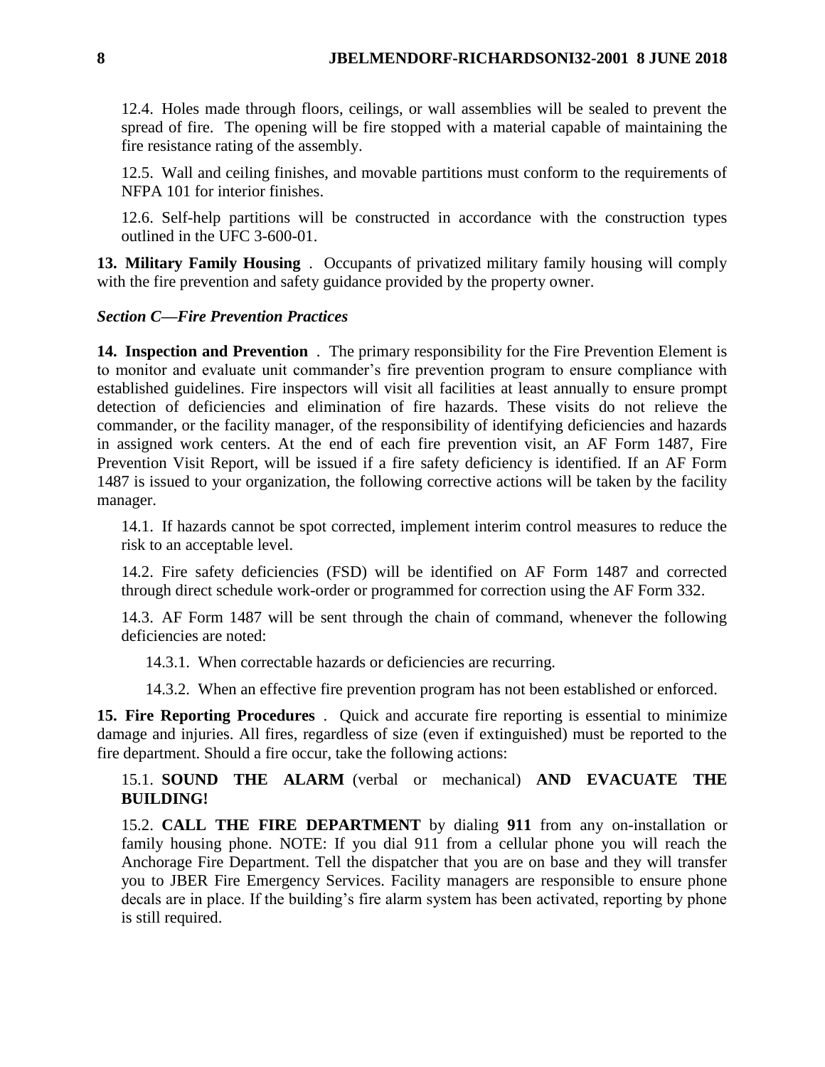12.4. Holes made through floors, ceilings, or wall assemblies will be sealed to prevent the spread of fire. The opening will be fire stopped with a material capable of maintaining the fire resistance rating of the assembly.

12.5. Wall and ceiling finishes, and movable partitions must conform to the requirements of NFPA 101 for interior finishes.

12.6. Self-help partitions will be constructed in accordance with the construction types outlined in the UFC 3-600-01.

**13. Military Family Housing** . Occupants of privatized military family housing will comply with the fire prevention and safety guidance provided by the property owner.

***Section C—Fire Prevention Practices***

**14. Inspection and Prevention** . The primary responsibility for the Fire Prevention Element is to monitor and evaluate unit commander's fire prevention program to ensure compliance with established guidelines. Fire inspectors will visit all facilities at least annually to ensure prompt detection of deficiencies and elimination of fire hazards. These visits do not relieve the commander, or the facility manager, of the responsibility of identifying deficiencies and hazards in assigned work centers. At the end of each fire prevention visit, an AF Form 1487, Fire Prevention Visit Report, will be issued if a fire safety deficiency is identified. If an AF Form 1487 is issued to your organization, the following corrective actions will be taken by the facility manager.

14.1. If hazards cannot be spot corrected, implement interim control measures to reduce the risk to an acceptable level.

14.2. Fire safety deficiencies (FSD) will be identified on AF Form 1487 and corrected through direct schedule work-order or programmed for correction using the AF Form 332.

14.3. AF Form 1487 will be sent through the chain of command, whenever the following deficiencies are noted:

14.3.1. When correctable hazards or deficiencies are recurring.

14.3.2. When an effective fire prevention program has not been established or enforced.

**15. Fire Reporting Procedures** . Quick and accurate fire reporting is essential to minimize damage and injuries. All fires, regardless of size (even if extinguished) must be reported to the fire department. Should a fire occur, take the following actions:

15.1. **SOUND THE ALARM** (verbal or mechanical) **AND EVACUATE THE BUILDING!**

15.2. **CALL THE FIRE DEPARTMENT** by dialing **911** from any on-installation or family housing phone. NOTE: If you dial 911 from a cellular phone you will reach the Anchorage Fire Department. Tell the dispatcher that you are on base and they will transfer you to JBER Fire Emergency Services. Facility managers are responsible to ensure phone decals are in place. If the building's fire alarm system has been activated, reporting by phone is still required.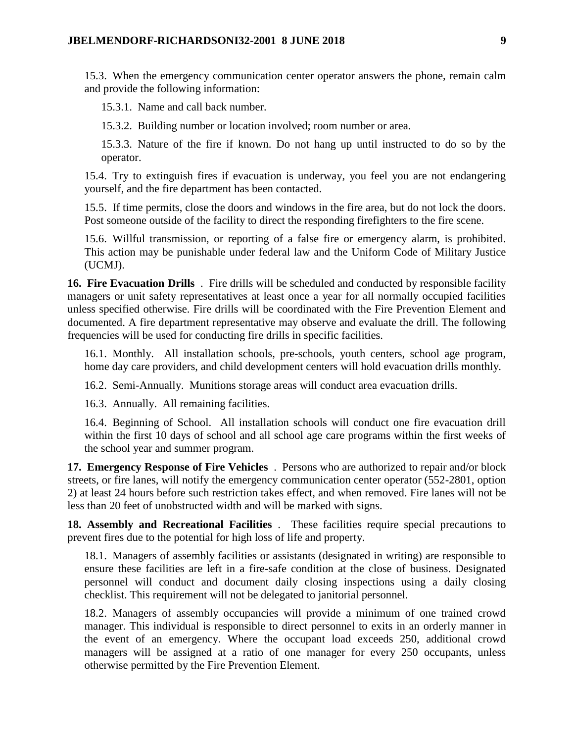15.3. When the emergency communication center operator answers the phone, remain calm and provide the following information:

15.3.1. Name and call back number.

15.3.2. Building number or location involved; room number or area.

15.3.3. Nature of the fire if known. Do not hang up until instructed to do so by the operator.

15.4. Try to extinguish fires if evacuation is underway, you feel you are not endangering yourself, and the fire department has been contacted.

15.5. If time permits, close the doors and windows in the fire area, but do not lock the doors. Post someone outside of the facility to direct the responding firefighters to the fire scene.

15.6. Willful transmission, or reporting of a false fire or emergency alarm, is prohibited. This action may be punishable under federal law and the Uniform Code of Military Justice (UCMJ).

**16. Fire Evacuation Drills** . Fire drills will be scheduled and conducted by responsible facility managers or unit safety representatives at least once a year for all normally occupied facilities unless specified otherwise. Fire drills will be coordinated with the Fire Prevention Element and documented. A fire department representative may observe and evaluate the drill. The following frequencies will be used for conducting fire drills in specific facilities.

16.1. Monthly. All installation schools, pre-schools, youth centers, school age program, home day care providers, and child development centers will hold evacuation drills monthly.

16.2. Semi-Annually. Munitions storage areas will conduct area evacuation drills.

16.3. Annually. All remaining facilities.

16.4. Beginning of School. All installation schools will conduct one fire evacuation drill within the first 10 days of school and all school age care programs within the first weeks of the school year and summer program.

**17. Emergency Response of Fire Vehicles** . Persons who are authorized to repair and/or block streets, or fire lanes, will notify the emergency communication center operator (552-2801, option 2) at least 24 hours before such restriction takes effect, and when removed. Fire lanes will not be less than 20 feet of unobstructed width and will be marked with signs.

**18. Assembly and Recreational Facilities** . These facilities require special precautions to prevent fires due to the potential for high loss of life and property.

18.1. Managers of assembly facilities or assistants (designated in writing) are responsible to ensure these facilities are left in a fire-safe condition at the close of business. Designated personnel will conduct and document daily closing inspections using a daily closing checklist. This requirement will not be delegated to janitorial personnel.

18.2. Managers of assembly occupancies will provide a minimum of one trained crowd manager. This individual is responsible to direct personnel to exits in an orderly manner in the event of an emergency. Where the occupant load exceeds 250, additional crowd managers will be assigned at a ratio of one manager for every 250 occupants, unless otherwise permitted by the Fire Prevention Element.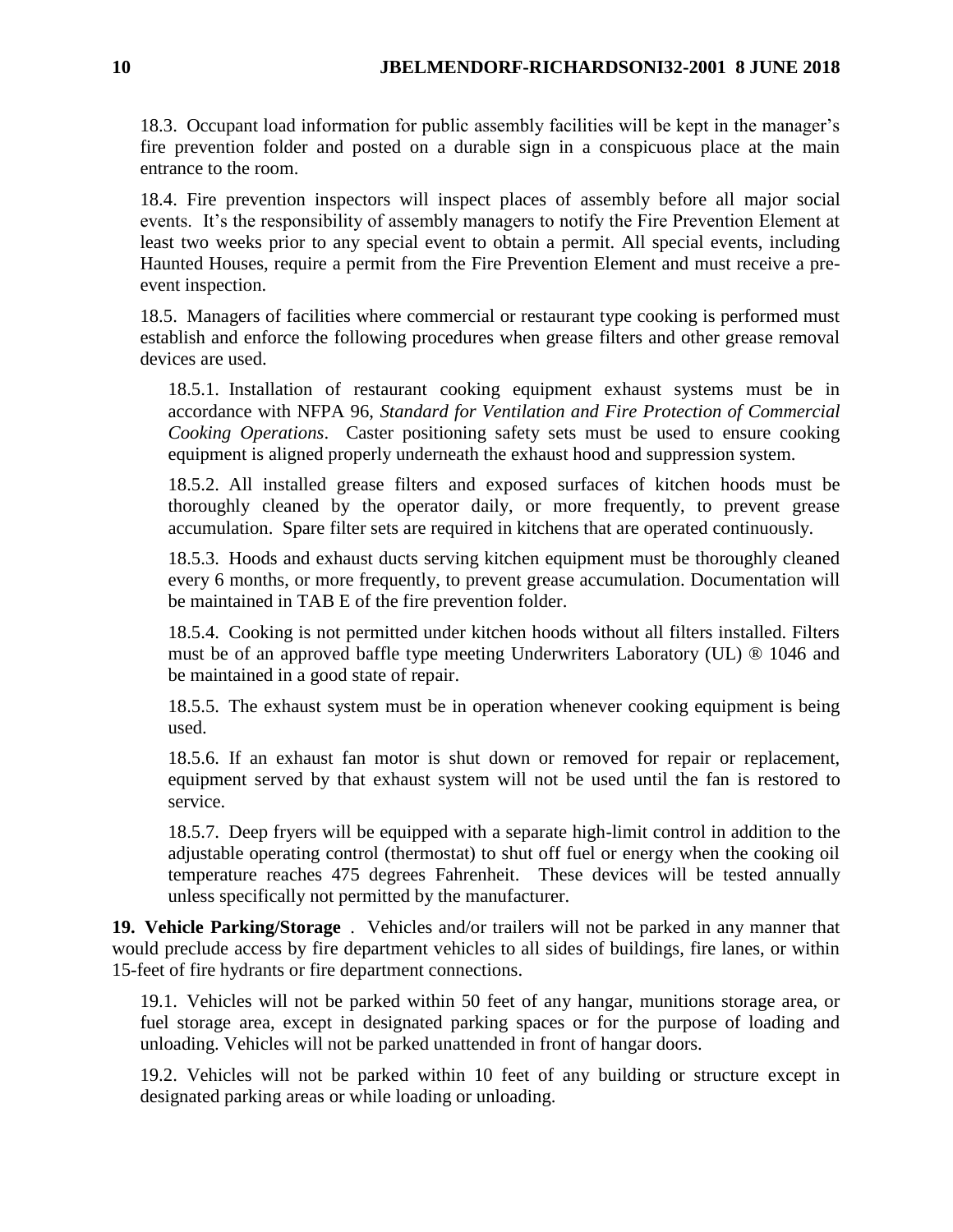18.3. Occupant load information for public assembly facilities will be kept in the manager's fire prevention folder and posted on a durable sign in a conspicuous place at the main entrance to the room.

18.4. Fire prevention inspectors will inspect places of assembly before all major social events. It's the responsibility of assembly managers to notify the Fire Prevention Element at least two weeks prior to any special event to obtain a permit. All special events, including Haunted Houses, require a permit from the Fire Prevention Element and must receive a pre-event inspection.

18.5. Managers of facilities where commercial or restaurant type cooking is performed must establish and enforce the following procedures when grease filters and other grease removal devices are used.

18.5.1. Installation of restaurant cooking equipment exhaust systems must be in accordance with NFPA 96, *Standard for Ventilation and Fire Protection of Commercial Cooking Operations*. Caster positioning safety sets must be used to ensure cooking equipment is aligned properly underneath the exhaust hood and suppression system.

18.5.2. All installed grease filters and exposed surfaces of kitchen hoods must be thoroughly cleaned by the operator daily, or more frequently, to prevent grease accumulation. Spare filter sets are required in kitchens that are operated continuously.

18.5.3. Hoods and exhaust ducts serving kitchen equipment must be thoroughly cleaned every 6 months, or more frequently, to prevent grease accumulation. Documentation will be maintained in TAB E of the fire prevention folder.

18.5.4. Cooking is not permitted under kitchen hoods without all filters installed. Filters must be of an approved baffle type meeting Underwriters Laboratory (UL) ® 1046 and be maintained in a good state of repair.

18.5.5. The exhaust system must be in operation whenever cooking equipment is being used.

18.5.6. If an exhaust fan motor is shut down or removed for repair or replacement, equipment served by that exhaust system will not be used until the fan is restored to service.

18.5.7. Deep fryers will be equipped with a separate high-limit control in addition to the adjustable operating control (thermostat) to shut off fuel or energy when the cooking oil temperature reaches 475 degrees Fahrenheit. These devices will be tested annually unless specifically not permitted by the manufacturer.

**19. Vehicle Parking/Storage** . Vehicles and/or trailers will not be parked in any manner that would preclude access by fire department vehicles to all sides of buildings, fire lanes, or within 15-feet of fire hydrants or fire department connections.

19.1. Vehicles will not be parked within 50 feet of any hangar, munitions storage area, or fuel storage area, except in designated parking spaces or for the purpose of loading and unloading. Vehicles will not be parked unattended in front of hangar doors.

19.2. Vehicles will not be parked within 10 feet of any building or structure except in designated parking areas or while loading or unloading.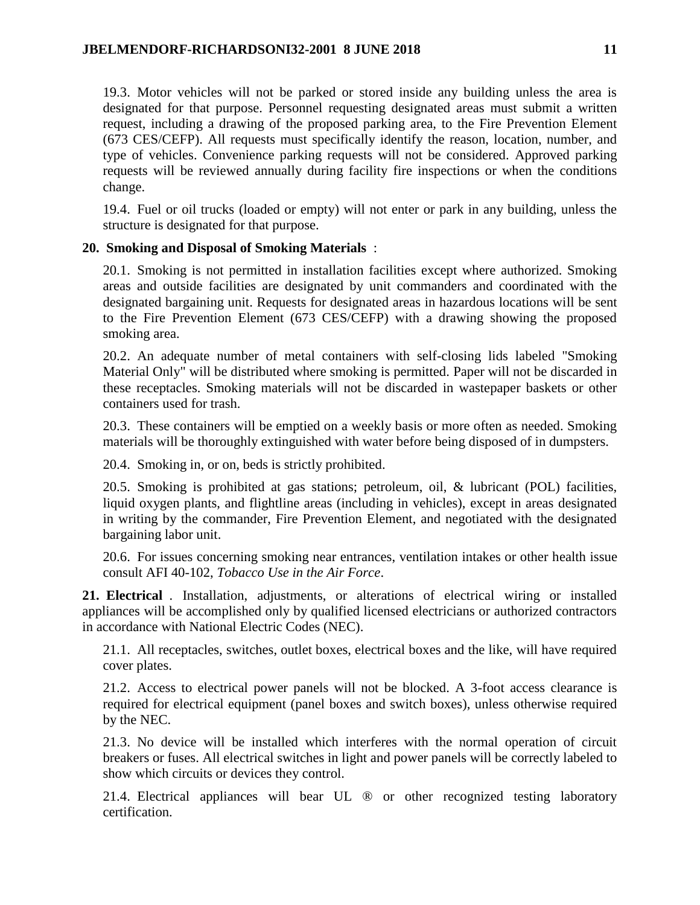19.3. Motor vehicles will not be parked or stored inside any building unless the area is designated for that purpose. Personnel requesting designated areas must submit a written request, including a drawing of the proposed parking area, to the Fire Prevention Element (673 CES/CEFP). All requests must specifically identify the reason, location, number, and type of vehicles. Convenience parking requests will not be considered. Approved parking requests will be reviewed annually during facility fire inspections or when the conditions change.

19.4. Fuel or oil trucks (loaded or empty) will not enter or park in any building, unless the structure is designated for that purpose.

**20. Smoking and Disposal of Smoking Materials** :

20.1. Smoking is not permitted in installation facilities except where authorized. Smoking areas and outside facilities are designated by unit commanders and coordinated with the designated bargaining unit. Requests for designated areas in hazardous locations will be sent to the Fire Prevention Element (673 CES/CEFP) with a drawing showing the proposed smoking area.

20.2. An adequate number of metal containers with self-closing lids labeled "Smoking Material Only" will be distributed where smoking is permitted. Paper will not be discarded in these receptacles. Smoking materials will not be discarded in wastepaper baskets or other containers used for trash.

20.3. These containers will be emptied on a weekly basis or more often as needed. Smoking materials will be thoroughly extinguished with water before being disposed of in dumpsters.

20.4. Smoking in, or on, beds is strictly prohibited.

20.5. Smoking is prohibited at gas stations; petroleum, oil, & lubricant (POL) facilities, liquid oxygen plants, and flightline areas (including in vehicles), except in areas designated in writing by the commander, Fire Prevention Element, and negotiated with the designated bargaining labor unit.

20.6. For issues concerning smoking near entrances, ventilation intakes or other health issue consult AFI 40-102, *Tobacco Use in the Air Force*.

**21. Electrical** . Installation, adjustments, or alterations of electrical wiring or installed appliances will be accomplished only by qualified licensed electricians or authorized contractors in accordance with National Electric Codes (NEC).

21.1. All receptacles, switches, outlet boxes, electrical boxes and the like, will have required cover plates.

21.2. Access to electrical power panels will not be blocked. A 3-foot access clearance is required for electrical equipment (panel boxes and switch boxes), unless otherwise required by the NEC.

21.3. No device will be installed which interferes with the normal operation of circuit breakers or fuses. All electrical switches in light and power panels will be correctly labeled to show which circuits or devices they control.

21.4. Electrical appliances will bear UL ® or other recognized testing laboratory certification.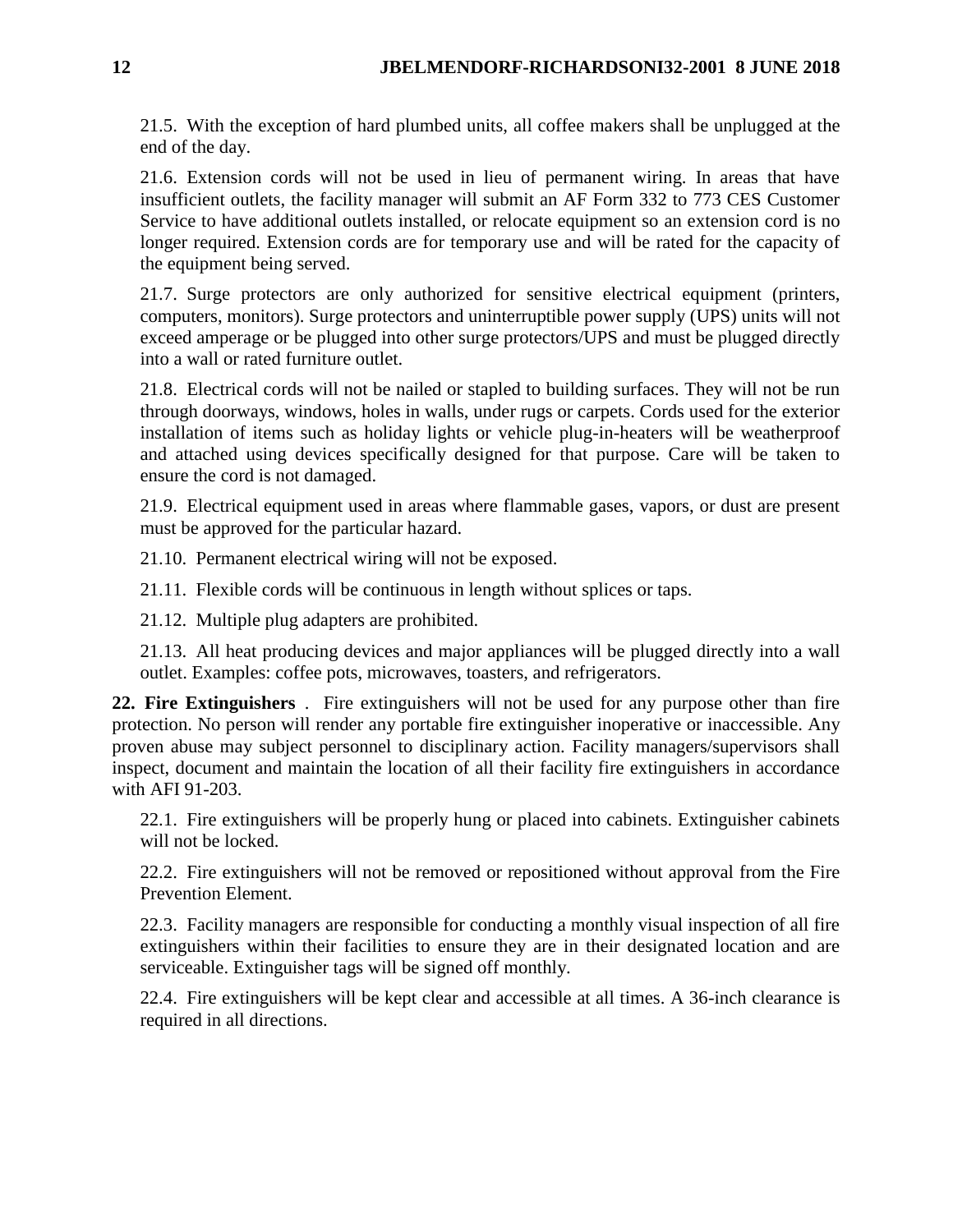21.5. With the exception of hard plumbed units, all coffee makers shall be unplugged at the end of the day.

21.6. Extension cords will not be used in lieu of permanent wiring. In areas that have insufficient outlets, the facility manager will submit an AF Form 332 to 773 CES Customer Service to have additional outlets installed, or relocate equipment so an extension cord is no longer required. Extension cords are for temporary use and will be rated for the capacity of the equipment being served.

21.7. Surge protectors are only authorized for sensitive electrical equipment (printers, computers, monitors). Surge protectors and uninterruptible power supply (UPS) units will not exceed amperage or be plugged into other surge protectors/UPS and must be plugged directly into a wall or rated furniture outlet.

21.8. Electrical cords will not be nailed or stapled to building surfaces. They will not be run through doorways, windows, holes in walls, under rugs or carpets. Cords used for the exterior installation of items such as holiday lights or vehicle plug-in-heaters will be weatherproof and attached using devices specifically designed for that purpose. Care will be taken to ensure the cord is not damaged.

21.9. Electrical equipment used in areas where flammable gases, vapors, or dust are present must be approved for the particular hazard.

21.10. Permanent electrical wiring will not be exposed.

21.11. Flexible cords will be continuous in length without splices or taps.

21.12. Multiple plug adapters are prohibited.

21.13. All heat producing devices and major appliances will be plugged directly into a wall outlet. Examples: coffee pots, microwaves, toasters, and refrigerators.

**22. Fire Extinguishers** . Fire extinguishers will not be used for any purpose other than fire protection. No person will render any portable fire extinguisher inoperative or inaccessible. Any proven abuse may subject personnel to disciplinary action. Facility managers/supervisors shall inspect, document and maintain the location of all their facility fire extinguishers in accordance with AFI 91-203.

22.1. Fire extinguishers will be properly hung or placed into cabinets. Extinguisher cabinets will not be locked.

22.2. Fire extinguishers will not be removed or repositioned without approval from the Fire Prevention Element.

22.3. Facility managers are responsible for conducting a monthly visual inspection of all fire extinguishers within their facilities to ensure they are in their designated location and are serviceable. Extinguisher tags will be signed off monthly.

22.4. Fire extinguishers will be kept clear and accessible at all times. A 36-inch clearance is required in all directions.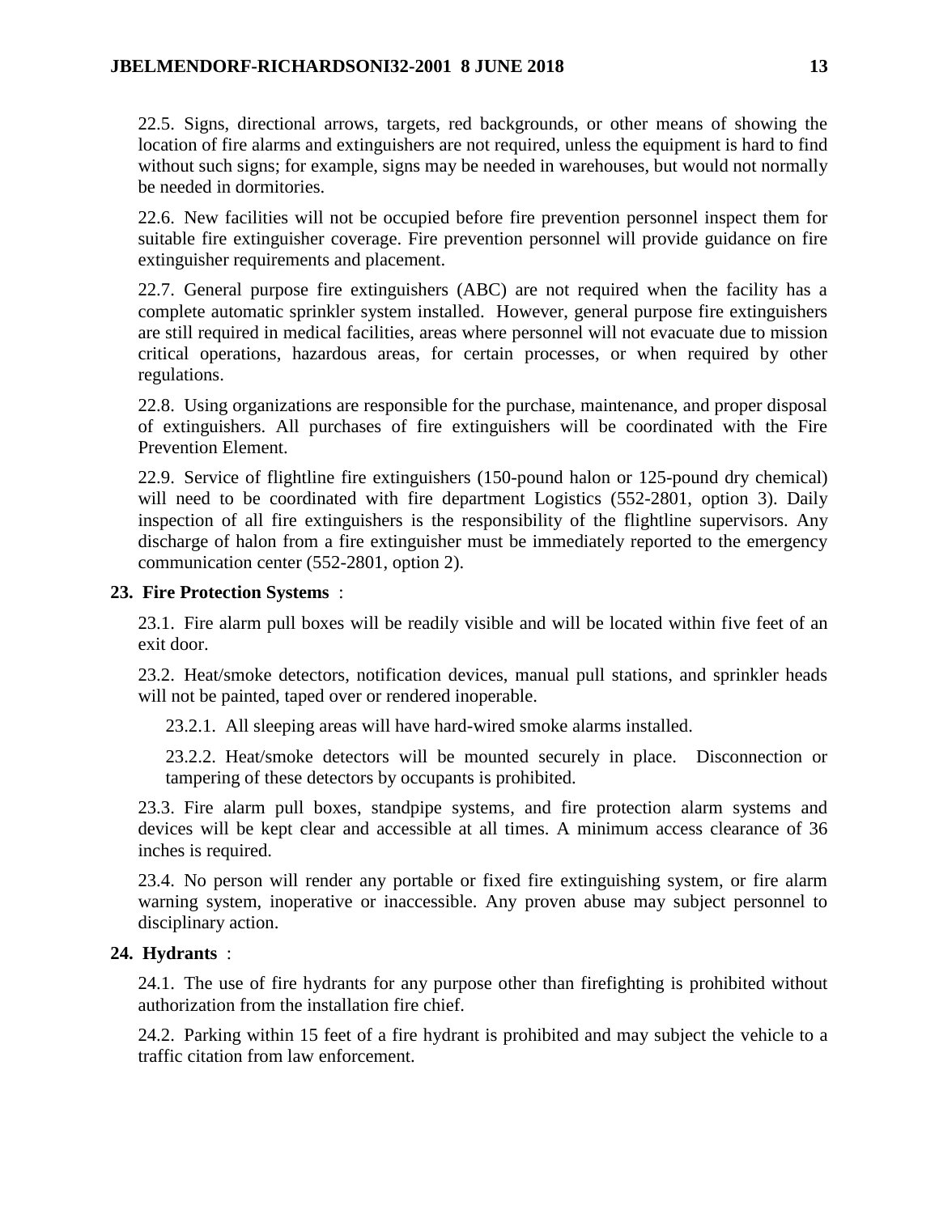22.5. Signs, directional arrows, targets, red backgrounds, or other means of showing the location of fire alarms and extinguishers are not required, unless the equipment is hard to find without such signs; for example, signs may be needed in warehouses, but would not normally be needed in dormitories.

22.6. New facilities will not be occupied before fire prevention personnel inspect them for suitable fire extinguisher coverage. Fire prevention personnel will provide guidance on fire extinguisher requirements and placement.

22.7. General purpose fire extinguishers (ABC) are not required when the facility has a complete automatic sprinkler system installed. However, general purpose fire extinguishers are still required in medical facilities, areas where personnel will not evacuate due to mission critical operations, hazardous areas, for certain processes, or when required by other regulations.

22.8. Using organizations are responsible for the purchase, maintenance, and proper disposal of extinguishers. All purchases of fire extinguishers will be coordinated with the Fire Prevention Element.

22.9. Service of flightline fire extinguishers (150-pound halon or 125-pound dry chemical) will need to be coordinated with fire department Logistics (552-2801, option 3). Daily inspection of all fire extinguishers is the responsibility of the flightline supervisors. Any discharge of halon from a fire extinguisher must be immediately reported to the emergency communication center (552-2801, option 2).

**23. Fire Protection Systems** :

23.1. Fire alarm pull boxes will be readily visible and will be located within five feet of an exit door.

23.2. Heat/smoke detectors, notification devices, manual pull stations, and sprinkler heads will not be painted, taped over or rendered inoperable.

23.2.1. All sleeping areas will have hard-wired smoke alarms installed.

23.2.2. Heat/smoke detectors will be mounted securely in place. Disconnection or tampering of these detectors by occupants is prohibited.

23.3. Fire alarm pull boxes, standpipe systems, and fire protection alarm systems and devices will be kept clear and accessible at all times. A minimum access clearance of 36 inches is required.

23.4. No person will render any portable or fixed fire extinguishing system, or fire alarm warning system, inoperative or inaccessible. Any proven abuse may subject personnel to disciplinary action.

**24. Hydrants** :

24.1. The use of fire hydrants for any purpose other than firefighting is prohibited without authorization from the installation fire chief.

24.2. Parking within 15 feet of a fire hydrant is prohibited and may subject the vehicle to a traffic citation from law enforcement.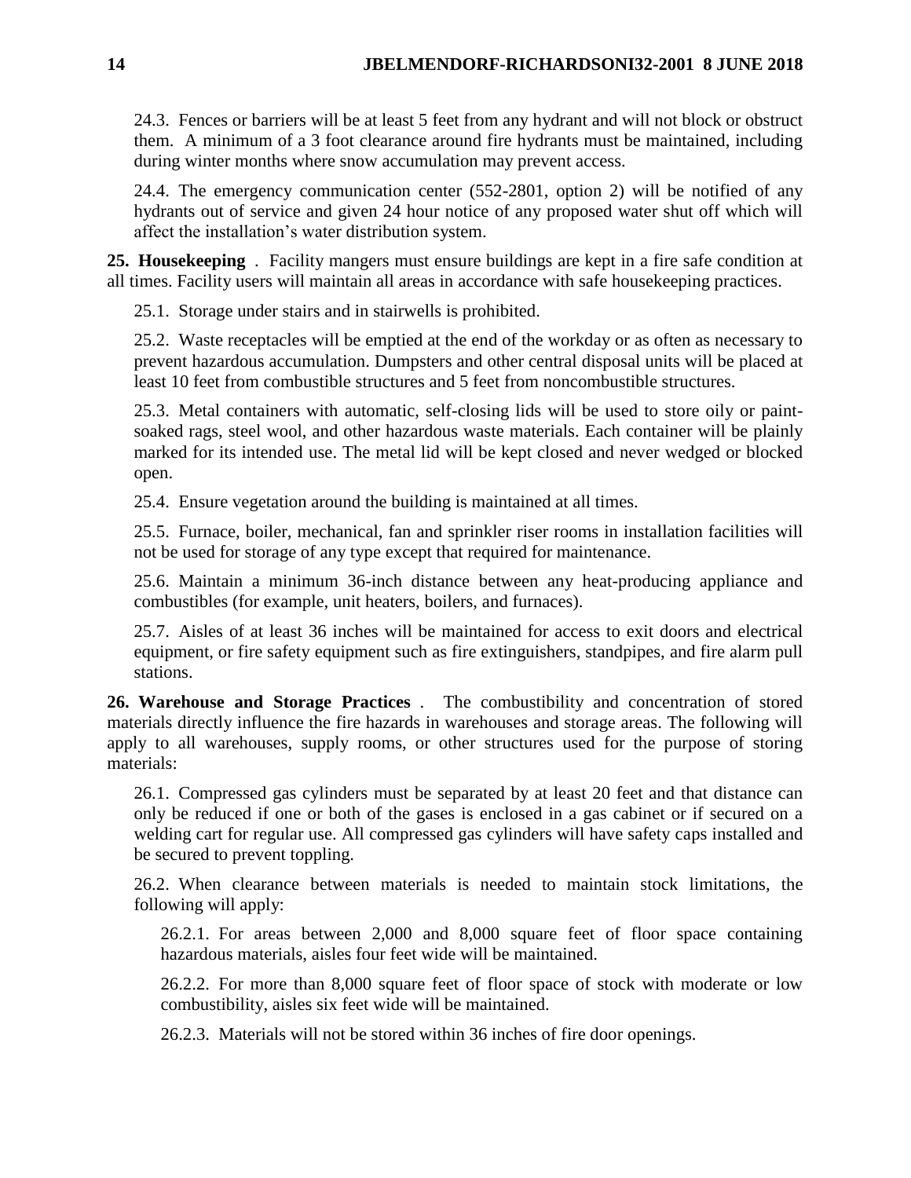24.3. Fences or barriers will be at least 5 feet from any hydrant and will not block or obstruct them. A minimum of a 3 foot clearance around fire hydrants must be maintained, including during winter months where snow accumulation may prevent access.

24.4. The emergency communication center (552-2801, option 2) will be notified of any hydrants out of service and given 24 hour notice of any proposed water shut off which will affect the installation's water distribution system.

**25. Housekeeping** . Facility mangers must ensure buildings are kept in a fire safe condition at all times. Facility users will maintain all areas in accordance with safe housekeeping practices.

25.1. Storage under stairs and in stairwells is prohibited.

25.2. Waste receptacles will be emptied at the end of the workday or as often as necessary to prevent hazardous accumulation. Dumpsters and other central disposal units will be placed at least 10 feet from combustible structures and 5 feet from noncombustible structures.

25.3. Metal containers with automatic, self-closing lids will be used to store oily or paint-soaked rags, steel wool, and other hazardous waste materials. Each container will be plainly marked for its intended use. The metal lid will be kept closed and never wedged or blocked open.

25.4. Ensure vegetation around the building is maintained at all times.

25.5. Furnace, boiler, mechanical, fan and sprinkler riser rooms in installation facilities will not be used for storage of any type except that required for maintenance.

25.6. Maintain a minimum 36-inch distance between any heat-producing appliance and combustibles (for example, unit heaters, boilers, and furnaces).

25.7. Aisles of at least 36 inches will be maintained for access to exit doors and electrical equipment, or fire safety equipment such as fire extinguishers, standpipes, and fire alarm pull stations.

**26. Warehouse and Storage Practices** . The combustibility and concentration of stored materials directly influence the fire hazards in warehouses and storage areas. The following will apply to all warehouses, supply rooms, or other structures used for the purpose of storing materials:

26.1. Compressed gas cylinders must be separated by at least 20 feet and that distance can only be reduced if one or both of the gases is enclosed in a gas cabinet or if secured on a welding cart for regular use. All compressed gas cylinders will have safety caps installed and be secured to prevent toppling.

26.2. When clearance between materials is needed to maintain stock limitations, the following will apply:

26.2.1. For areas between 2,000 and 8,000 square feet of floor space containing hazardous materials, aisles four feet wide will be maintained.

26.2.2. For more than 8,000 square feet of floor space of stock with moderate or low combustibility, aisles six feet wide will be maintained.

26.2.3. Materials will not be stored within 36 inches of fire door openings.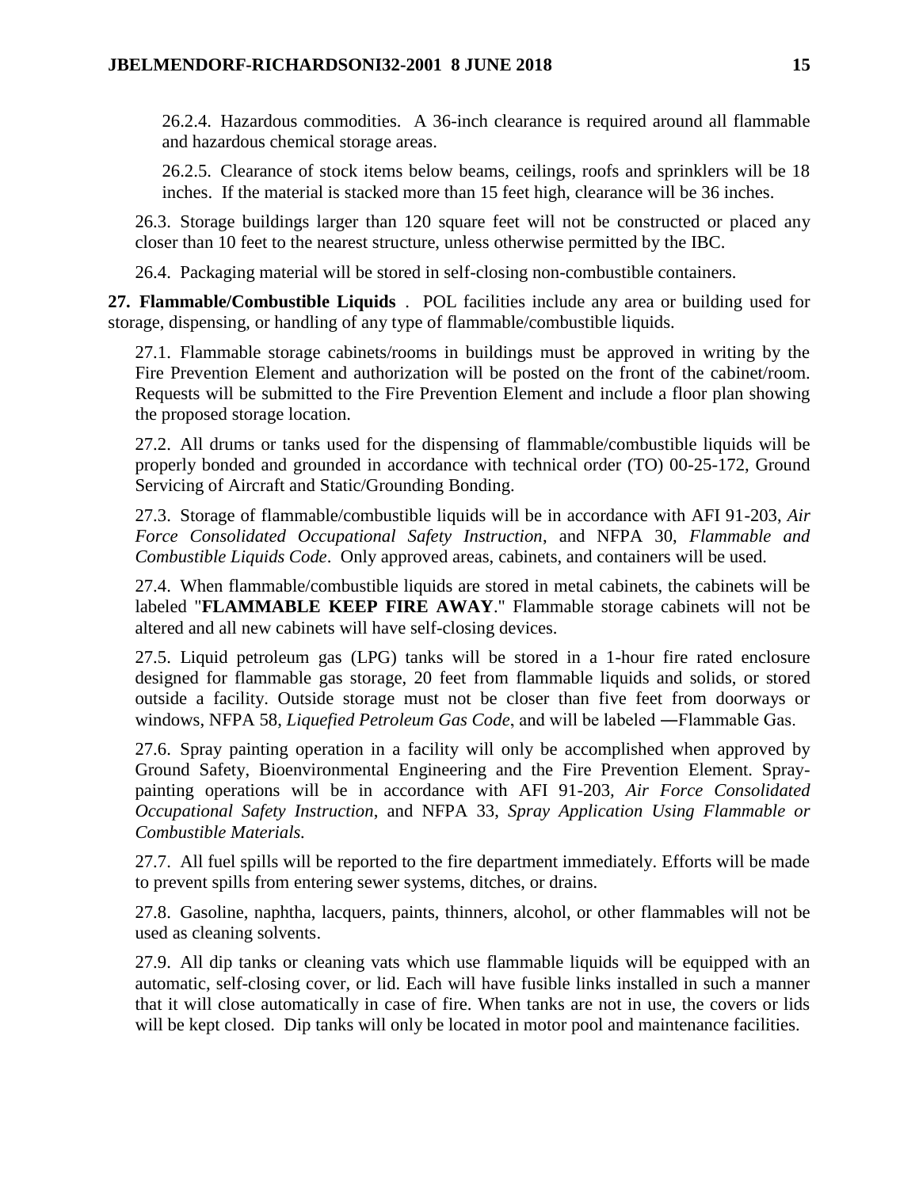26.2.4. Hazardous commodities. A 36-inch clearance is required around all flammable and hazardous chemical storage areas.

26.2.5. Clearance of stock items below beams, ceilings, roofs and sprinklers will be 18 inches. If the material is stacked more than 15 feet high, clearance will be 36 inches.

26.3. Storage buildings larger than 120 square feet will not be constructed or placed any closer than 10 feet to the nearest structure, unless otherwise permitted by the IBC.

26.4. Packaging material will be stored in self-closing non-combustible containers.

**27. Flammable/Combustible Liquids** . POL facilities include any area or building used for storage, dispensing, or handling of any type of flammable/combustible liquids.

27.1. Flammable storage cabinets/rooms in buildings must be approved in writing by the Fire Prevention Element and authorization will be posted on the front of the cabinet/room. Requests will be submitted to the Fire Prevention Element and include a floor plan showing the proposed storage location.

27.2. All drums or tanks used for the dispensing of flammable/combustible liquids will be properly bonded and grounded in accordance with technical order (TO) 00-25-172, Ground Servicing of Aircraft and Static/Grounding Bonding.

27.3. Storage of flammable/combustible liquids will be in accordance with AFI 91-203, *Air Force Consolidated Occupational Safety Instruction*, and NFPA 30, *Flammable and Combustible Liquids Code*. Only approved areas, cabinets, and containers will be used.

27.4. When flammable/combustible liquids are stored in metal cabinets, the cabinets will be labeled "**FLAMMABLE KEEP FIRE AWAY**." Flammable storage cabinets will not be altered and all new cabinets will have self-closing devices.

27.5. Liquid petroleum gas (LPG) tanks will be stored in a 1-hour fire rated enclosure designed for flammable gas storage, 20 feet from flammable liquids and solids, or stored outside a facility. Outside storage must not be closer than five feet from doorways or windows, NFPA 58, *Liquefied Petroleum Gas Code*, and will be labeled ―Flammable Gas.

27.6. Spray painting operation in a facility will only be accomplished when approved by Ground Safety, Bioenvironmental Engineering and the Fire Prevention Element. Spray-painting operations will be in accordance with AFI 91-203, *Air Force Consolidated Occupational Safety Instruction*, and NFPA 33, *Spray Application Using Flammable or Combustible Materials.*

27.7. All fuel spills will be reported to the fire department immediately. Efforts will be made to prevent spills from entering sewer systems, ditches, or drains.

27.8. Gasoline, naphtha, lacquers, paints, thinners, alcohol, or other flammables will not be used as cleaning solvents.

27.9. All dip tanks or cleaning vats which use flammable liquids will be equipped with an automatic, self-closing cover, or lid. Each will have fusible links installed in such a manner that it will close automatically in case of fire. When tanks are not in use, the covers or lids will be kept closed. Dip tanks will only be located in motor pool and maintenance facilities.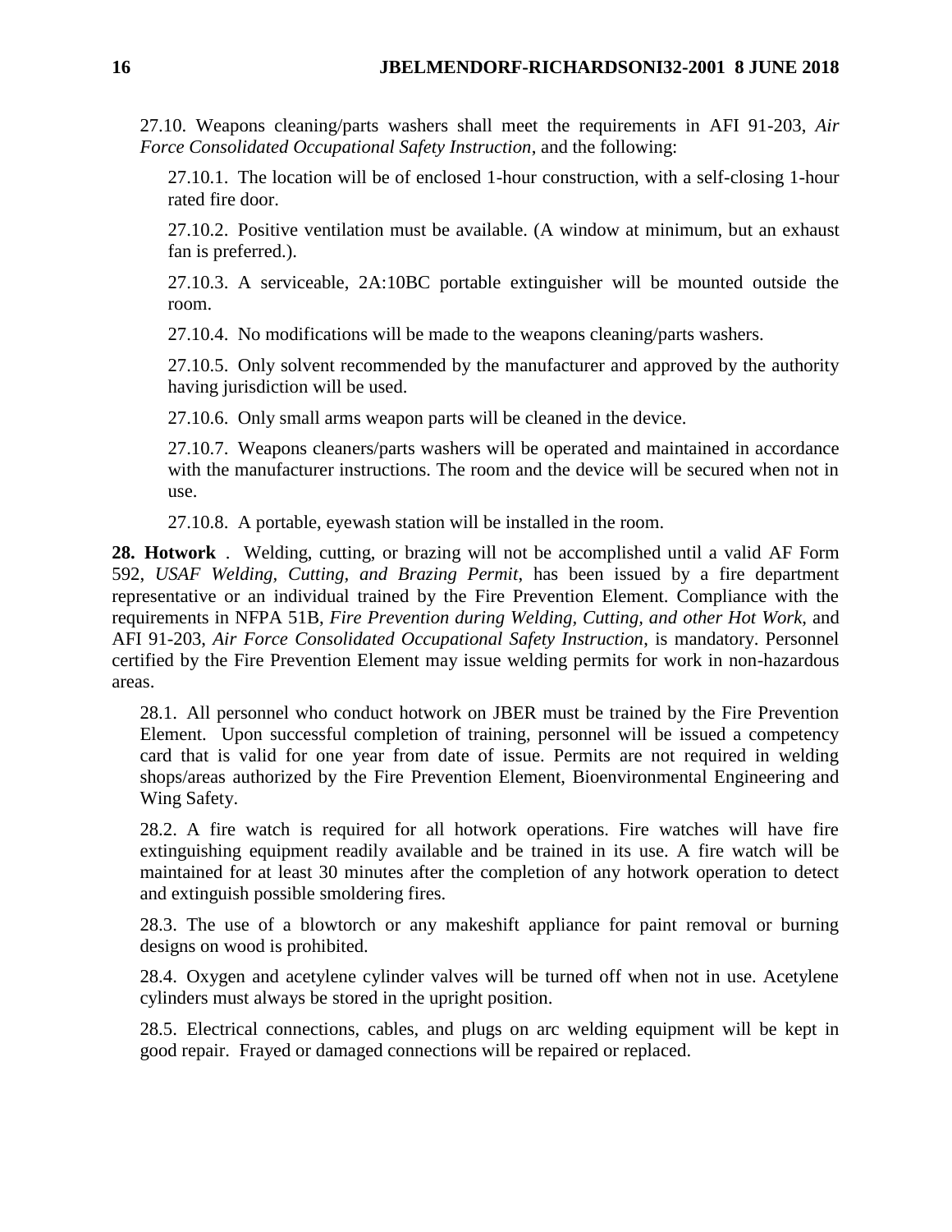27.10. Weapons cleaning/parts washers shall meet the requirements in AFI 91-203, *Air Force Consolidated Occupational Safety Instruction*, and the following:

27.10.1. The location will be of enclosed 1-hour construction, with a self-closing 1-hour rated fire door.

27.10.2. Positive ventilation must be available. (A window at minimum, but an exhaust fan is preferred.).

27.10.3. A serviceable, 2A:10BC portable extinguisher will be mounted outside the room.

27.10.4. No modifications will be made to the weapons cleaning/parts washers.

27.10.5. Only solvent recommended by the manufacturer and approved by the authority having jurisdiction will be used.

27.10.6. Only small arms weapon parts will be cleaned in the device.

27.10.7. Weapons cleaners/parts washers will be operated and maintained in accordance with the manufacturer instructions. The room and the device will be secured when not in use.

27.10.8. A portable, eyewash station will be installed in the room.

**28. Hotwork** . Welding, cutting, or brazing will not be accomplished until a valid AF Form 592, *USAF Welding, Cutting, and Brazing Permit*, has been issued by a fire department representative or an individual trained by the Fire Prevention Element. Compliance with the requirements in NFPA 51B, *Fire Prevention during Welding, Cutting, and other Hot Work*, and AFI 91-203, *Air Force Consolidated Occupational Safety Instruction*, is mandatory. Personnel certified by the Fire Prevention Element may issue welding permits for work in non-hazardous areas.

28.1. All personnel who conduct hotwork on JBER must be trained by the Fire Prevention Element. Upon successful completion of training, personnel will be issued a competency card that is valid for one year from date of issue. Permits are not required in welding shops/areas authorized by the Fire Prevention Element, Bioenvironmental Engineering and Wing Safety.

28.2. A fire watch is required for all hotwork operations. Fire watches will have fire extinguishing equipment readily available and be trained in its use. A fire watch will be maintained for at least 30 minutes after the completion of any hotwork operation to detect and extinguish possible smoldering fires.

28.3. The use of a blowtorch or any makeshift appliance for paint removal or burning designs on wood is prohibited.

28.4. Oxygen and acetylene cylinder valves will be turned off when not in use. Acetylene cylinders must always be stored in the upright position.

28.5. Electrical connections, cables, and plugs on arc welding equipment will be kept in good repair. Frayed or damaged connections will be repaired or replaced.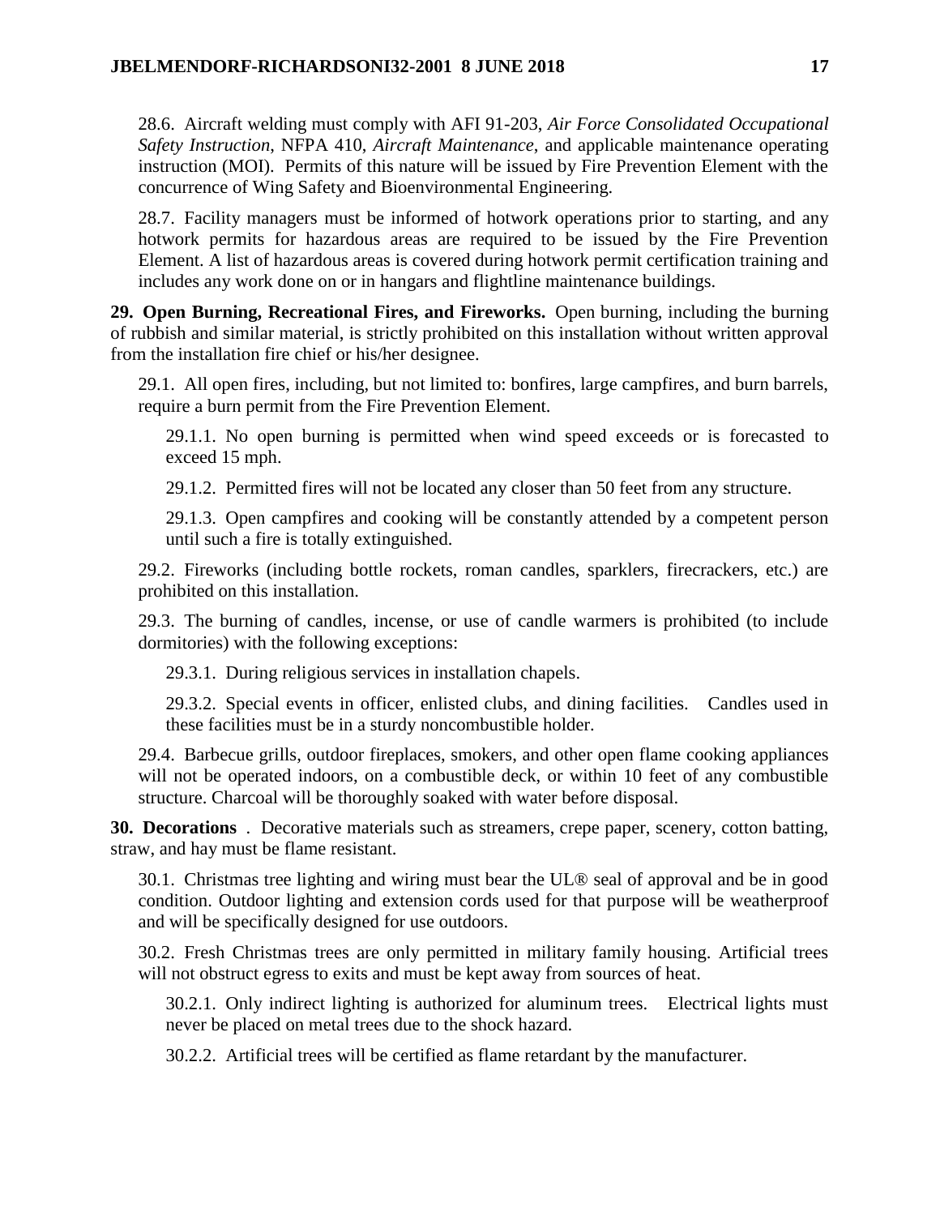28.6. Aircraft welding must comply with AFI 91-203, *Air Force Consolidated Occupational Safety Instruction*, NFPA 410, *Aircraft Maintenance*, and applicable maintenance operating instruction (MOI). Permits of this nature will be issued by Fire Prevention Element with the concurrence of Wing Safety and Bioenvironmental Engineering.

28.7. Facility managers must be informed of hotwork operations prior to starting, and any hotwork permits for hazardous areas are required to be issued by the Fire Prevention Element. A list of hazardous areas is covered during hotwork permit certification training and includes any work done on or in hangars and flightline maintenance buildings.

**29. Open Burning, Recreational Fires, and Fireworks.** Open burning, including the burning of rubbish and similar material, is strictly prohibited on this installation without written approval from the installation fire chief or his/her designee.

29.1. All open fires, including, but not limited to: bonfires, large campfires, and burn barrels, require a burn permit from the Fire Prevention Element.

29.1.1. No open burning is permitted when wind speed exceeds or is forecasted to exceed 15 mph.

29.1.2. Permitted fires will not be located any closer than 50 feet from any structure.

29.1.3. Open campfires and cooking will be constantly attended by a competent person until such a fire is totally extinguished.

29.2. Fireworks (including bottle rockets, roman candles, sparklers, firecrackers, etc.) are prohibited on this installation.

29.3. The burning of candles, incense, or use of candle warmers is prohibited (to include dormitories) with the following exceptions:

29.3.1. During religious services in installation chapels.

29.3.2. Special events in officer, enlisted clubs, and dining facilities. Candles used in these facilities must be in a sturdy noncombustible holder.

29.4. Barbecue grills, outdoor fireplaces, smokers, and other open flame cooking appliances will not be operated indoors, on a combustible deck, or within 10 feet of any combustible structure. Charcoal will be thoroughly soaked with water before disposal.

**30. Decorations** . Decorative materials such as streamers, crepe paper, scenery, cotton batting, straw, and hay must be flame resistant.

30.1. Christmas tree lighting and wiring must bear the UL® seal of approval and be in good condition. Outdoor lighting and extension cords used for that purpose will be weatherproof and will be specifically designed for use outdoors.

30.2. Fresh Christmas trees are only permitted in military family housing. Artificial trees will not obstruct egress to exits and must be kept away from sources of heat.

30.2.1. Only indirect lighting is authorized for aluminum trees. Electrical lights must never be placed on metal trees due to the shock hazard.

30.2.2. Artificial trees will be certified as flame retardant by the manufacturer.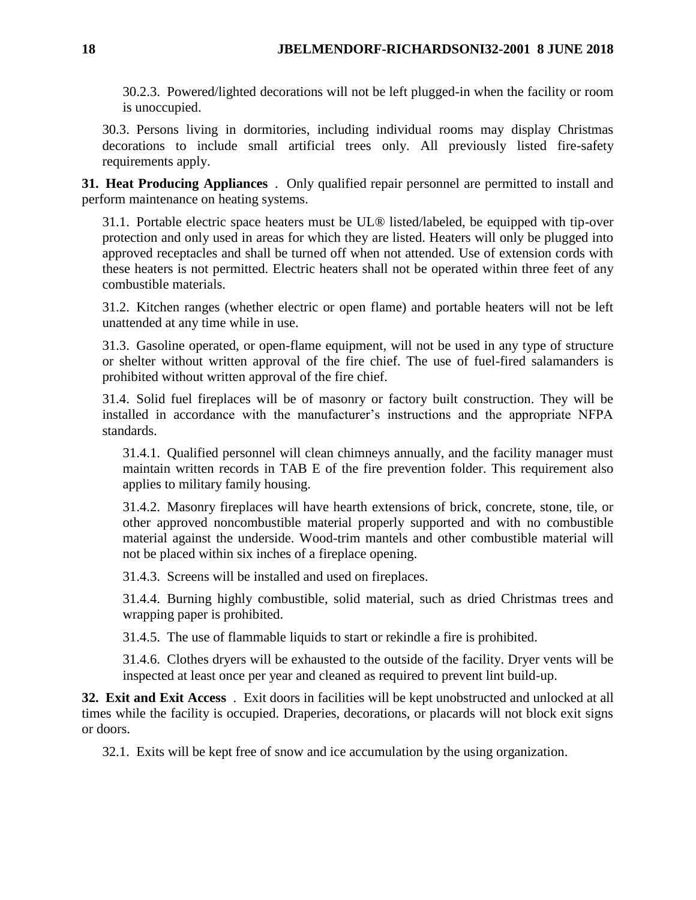30.2.3. Powered/lighted decorations will not be left plugged-in when the facility or room is unoccupied.

30.3. Persons living in dormitories, including individual rooms may display Christmas decorations to include small artificial trees only. All previously listed fire-safety requirements apply.

**31. Heat Producing Appliances** . Only qualified repair personnel are permitted to install and perform maintenance on heating systems.

31.1. Portable electric space heaters must be UL® listed/labeled, be equipped with tip-over protection and only used in areas for which they are listed. Heaters will only be plugged into approved receptacles and shall be turned off when not attended. Use of extension cords with these heaters is not permitted. Electric heaters shall not be operated within three feet of any combustible materials.

31.2. Kitchen ranges (whether electric or open flame) and portable heaters will not be left unattended at any time while in use.

31.3. Gasoline operated, or open-flame equipment, will not be used in any type of structure or shelter without written approval of the fire chief. The use of fuel-fired salamanders is prohibited without written approval of the fire chief.

31.4. Solid fuel fireplaces will be of masonry or factory built construction. They will be installed in accordance with the manufacturer's instructions and the appropriate NFPA standards.

31.4.1. Qualified personnel will clean chimneys annually, and the facility manager must maintain written records in TAB E of the fire prevention folder. This requirement also applies to military family housing.

31.4.2. Masonry fireplaces will have hearth extensions of brick, concrete, stone, tile, or other approved noncombustible material properly supported and with no combustible material against the underside. Wood-trim mantels and other combustible material will not be placed within six inches of a fireplace opening.

31.4.3. Screens will be installed and used on fireplaces.

31.4.4. Burning highly combustible, solid material, such as dried Christmas trees and wrapping paper is prohibited.

31.4.5. The use of flammable liquids to start or rekindle a fire is prohibited.

31.4.6. Clothes dryers will be exhausted to the outside of the facility. Dryer vents will be inspected at least once per year and cleaned as required to prevent lint build-up.

**32. Exit and Exit Access** . Exit doors in facilities will be kept unobstructed and unlocked at all times while the facility is occupied. Draperies, decorations, or placards will not block exit signs or doors.

32.1. Exits will be kept free of snow and ice accumulation by the using organization.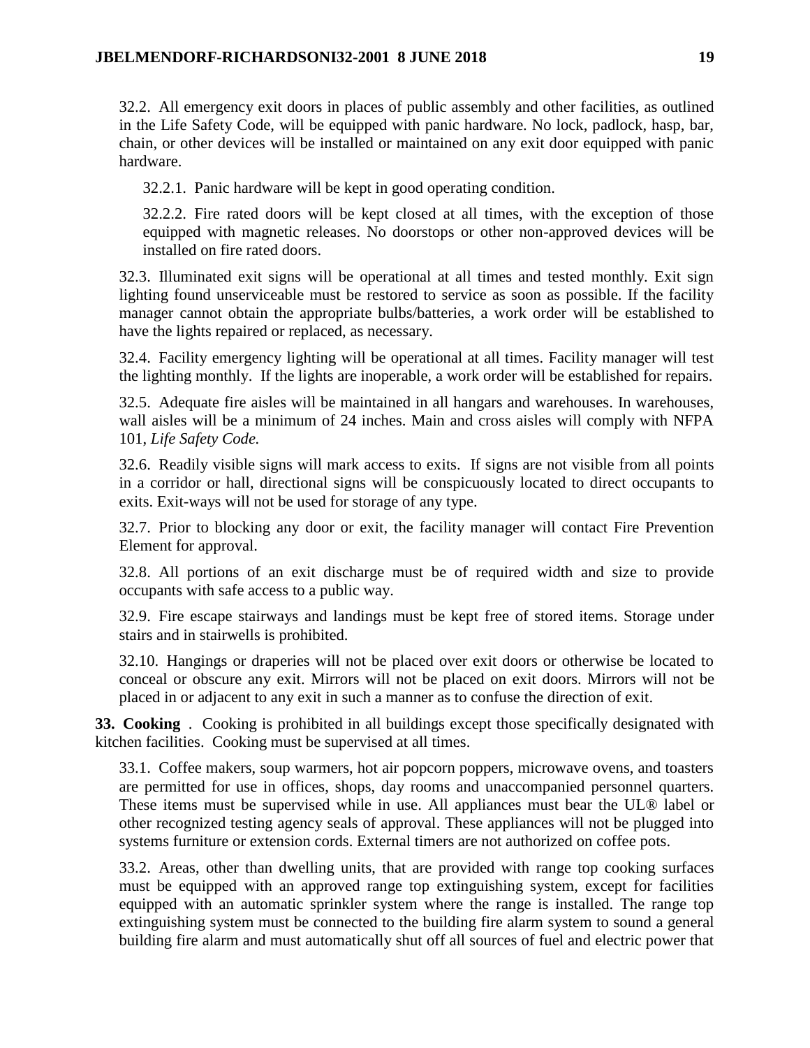32.2. All emergency exit doors in places of public assembly and other facilities, as outlined in the Life Safety Code, will be equipped with panic hardware. No lock, padlock, hasp, bar, chain, or other devices will be installed or maintained on any exit door equipped with panic hardware.

32.2.1. Panic hardware will be kept in good operating condition.

32.2.2. Fire rated doors will be kept closed at all times, with the exception of those equipped with magnetic releases. No doorstops or other non-approved devices will be installed on fire rated doors.

32.3. Illuminated exit signs will be operational at all times and tested monthly. Exit sign lighting found unserviceable must be restored to service as soon as possible. If the facility manager cannot obtain the appropriate bulbs/batteries, a work order will be established to have the lights repaired or replaced, as necessary.

32.4. Facility emergency lighting will be operational at all times. Facility manager will test the lighting monthly. If the lights are inoperable, a work order will be established for repairs.

32.5. Adequate fire aisles will be maintained in all hangars and warehouses. In warehouses, wall aisles will be a minimum of 24 inches. Main and cross aisles will comply with NFPA 101, *Life Safety Code.*

32.6. Readily visible signs will mark access to exits. If signs are not visible from all points in a corridor or hall, directional signs will be conspicuously located to direct occupants to exits. Exit-ways will not be used for storage of any type.

32.7. Prior to blocking any door or exit, the facility manager will contact Fire Prevention Element for approval.

32.8. All portions of an exit discharge must be of required width and size to provide occupants with safe access to a public way.

32.9. Fire escape stairways and landings must be kept free of stored items. Storage under stairs and in stairwells is prohibited.

32.10. Hangings or draperies will not be placed over exit doors or otherwise be located to conceal or obscure any exit. Mirrors will not be placed on exit doors. Mirrors will not be placed in or adjacent to any exit in such a manner as to confuse the direction of exit.

**33. Cooking** . Cooking is prohibited in all buildings except those specifically designated with kitchen facilities. Cooking must be supervised at all times.

33.1. Coffee makers, soup warmers, hot air popcorn poppers, microwave ovens, and toasters are permitted for use in offices, shops, day rooms and unaccompanied personnel quarters. These items must be supervised while in use. All appliances must bear the UL® label or other recognized testing agency seals of approval. These appliances will not be plugged into systems furniture or extension cords. External timers are not authorized on coffee pots.

33.2. Areas, other than dwelling units, that are provided with range top cooking surfaces must be equipped with an approved range top extinguishing system, except for facilities equipped with an automatic sprinkler system where the range is installed. The range top extinguishing system must be connected to the building fire alarm system to sound a general building fire alarm and must automatically shut off all sources of fuel and electric power that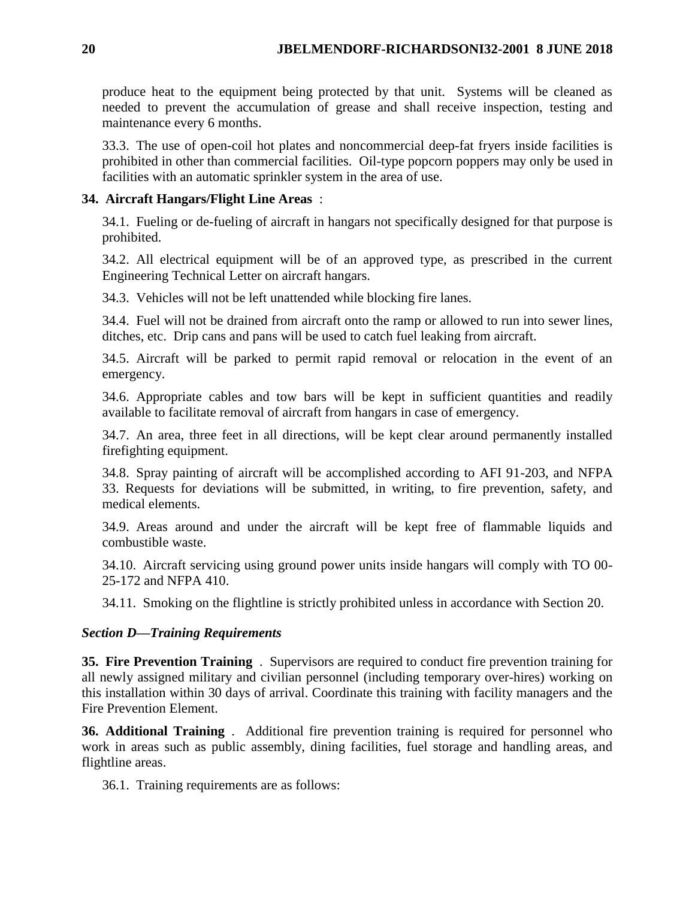produce heat to the equipment being protected by that unit. Systems will be cleaned as needed to prevent the accumulation of grease and shall receive inspection, testing and maintenance every 6 months.

33.3. The use of open-coil hot plates and noncommercial deep-fat fryers inside facilities is prohibited in other than commercial facilities. Oil-type popcorn poppers may only be used in facilities with an automatic sprinkler system in the area of use.

**34. Aircraft Hangars/Flight Line Areas** :

34.1. Fueling or de-fueling of aircraft in hangars not specifically designed for that purpose is prohibited.

34.2. All electrical equipment will be of an approved type, as prescribed in the current Engineering Technical Letter on aircraft hangars.

34.3. Vehicles will not be left unattended while blocking fire lanes.

34.4. Fuel will not be drained from aircraft onto the ramp or allowed to run into sewer lines, ditches, etc. Drip cans and pans will be used to catch fuel leaking from aircraft.

34.5. Aircraft will be parked to permit rapid removal or relocation in the event of an emergency.

34.6. Appropriate cables and tow bars will be kept in sufficient quantities and readily available to facilitate removal of aircraft from hangars in case of emergency.

34.7. An area, three feet in all directions, will be kept clear around permanently installed firefighting equipment.

34.8. Spray painting of aircraft will be accomplished according to AFI 91-203, and NFPA 33. Requests for deviations will be submitted, in writing, to fire prevention, safety, and medical elements.

34.9. Areas around and under the aircraft will be kept free of flammable liquids and combustible waste.

34.10. Aircraft servicing using ground power units inside hangars will comply with TO 00-25-172 and NFPA 410.

34.11. Smoking on the flightline is strictly prohibited unless in accordance with Section 20.

***Section D—Training Requirements***

**35. Fire Prevention Training** . Supervisors are required to conduct fire prevention training for all newly assigned military and civilian personnel (including temporary over-hires) working on this installation within 30 days of arrival. Coordinate this training with facility managers and the Fire Prevention Element.

**36. Additional Training** . Additional fire prevention training is required for personnel who work in areas such as public assembly, dining facilities, fuel storage and handling areas, and flightline areas.

36.1. Training requirements are as follows: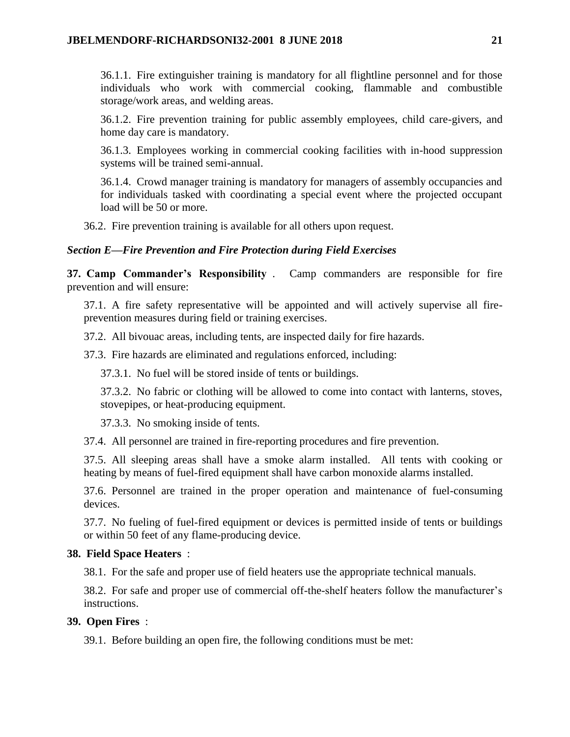36.1.1. Fire extinguisher training is mandatory for all flightline personnel and for those individuals who work with commercial cooking, flammable and combustible storage/work areas, and welding areas.

36.1.2. Fire prevention training for public assembly employees, child care-givers, and home day care is mandatory.

36.1.3. Employees working in commercial cooking facilities with in-hood suppression systems will be trained semi-annual.

36.1.4. Crowd manager training is mandatory for managers of assembly occupancies and for individuals tasked with coordinating a special event where the projected occupant load will be 50 or more.

36.2. Fire prevention training is available for all others upon request.

### *Section E—Fire Prevention and Fire Protection during Field Exercises*

**37. Camp Commander's Responsibility** . Camp commanders are responsible for fire prevention and will ensure:

37.1. A fire safety representative will be appointed and will actively supervise all fire-prevention measures during field or training exercises.

37.2. All bivouac areas, including tents, are inspected daily for fire hazards.

37.3. Fire hazards are eliminated and regulations enforced, including:

37.3.1. No fuel will be stored inside of tents or buildings.

37.3.2. No fabric or clothing will be allowed to come into contact with lanterns, stoves, stovepipes, or heat-producing equipment.

37.3.3. No smoking inside of tents.

37.4. All personnel are trained in fire-reporting procedures and fire prevention.

37.5. All sleeping areas shall have a smoke alarm installed. All tents with cooking or heating by means of fuel-fired equipment shall have carbon monoxide alarms installed.

37.6. Personnel are trained in the proper operation and maintenance of fuel-consuming devices.

37.7. No fueling of fuel-fired equipment or devices is permitted inside of tents or buildings or within 50 feet of any flame-producing device.

**38. Field Space Heaters** :

38.1. For the safe and proper use of field heaters use the appropriate technical manuals.

38.2. For safe and proper use of commercial off-the-shelf heaters follow the manufacturer's instructions.

**39. Open Fires** :

39.1. Before building an open fire, the following conditions must be met: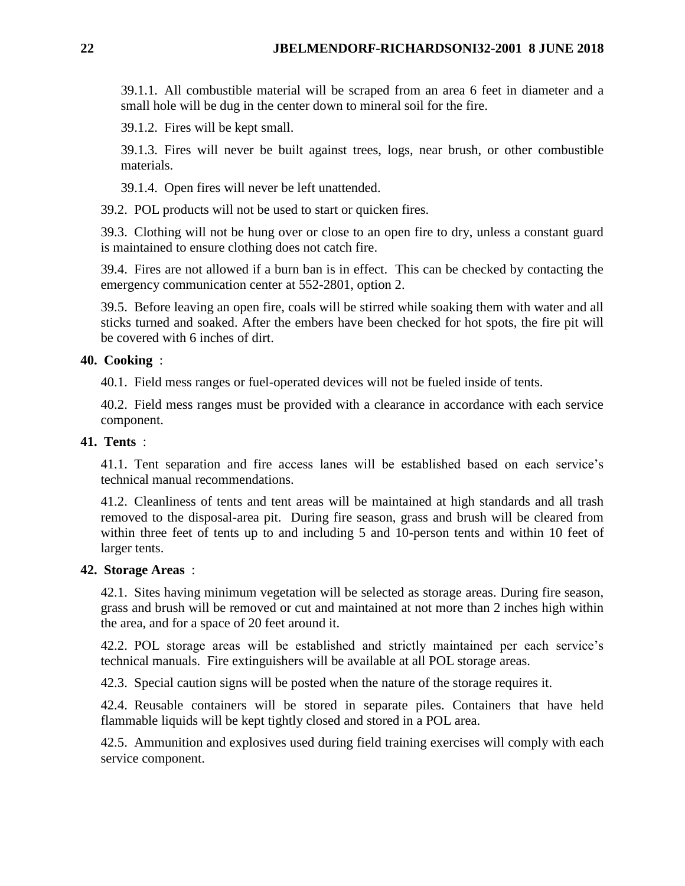39.1.1. All combustible material will be scraped from an area 6 feet in diameter and a small hole will be dug in the center down to mineral soil for the fire.

39.1.2. Fires will be kept small.

39.1.3. Fires will never be built against trees, logs, near brush, or other combustible materials.

39.1.4. Open fires will never be left unattended.

39.2. POL products will not be used to start or quicken fires.

39.3. Clothing will not be hung over or close to an open fire to dry, unless a constant guard is maintained to ensure clothing does not catch fire.

39.4. Fires are not allowed if a burn ban is in effect. This can be checked by contacting the emergency communication center at 552-2801, option 2.

39.5. Before leaving an open fire, coals will be stirred while soaking them with water and all sticks turned and soaked. After the embers have been checked for hot spots, the fire pit will be covered with 6 inches of dirt.

**40. Cooking** :

40.1. Field mess ranges or fuel-operated devices will not be fueled inside of tents.

40.2. Field mess ranges must be provided with a clearance in accordance with each service component.

**41. Tents** :

41.1. Tent separation and fire access lanes will be established based on each service's technical manual recommendations.

41.2. Cleanliness of tents and tent areas will be maintained at high standards and all trash removed to the disposal-area pit. During fire season, grass and brush will be cleared from within three feet of tents up to and including 5 and 10-person tents and within 10 feet of larger tents.

**42. Storage Areas** :

42.1. Sites having minimum vegetation will be selected as storage areas. During fire season, grass and brush will be removed or cut and maintained at not more than 2 inches high within the area, and for a space of 20 feet around it.

42.2. POL storage areas will be established and strictly maintained per each service's technical manuals. Fire extinguishers will be available at all POL storage areas.

42.3. Special caution signs will be posted when the nature of the storage requires it.

42.4. Reusable containers will be stored in separate piles. Containers that have held flammable liquids will be kept tightly closed and stored in a POL area.

42.5. Ammunition and explosives used during field training exercises will comply with each service component.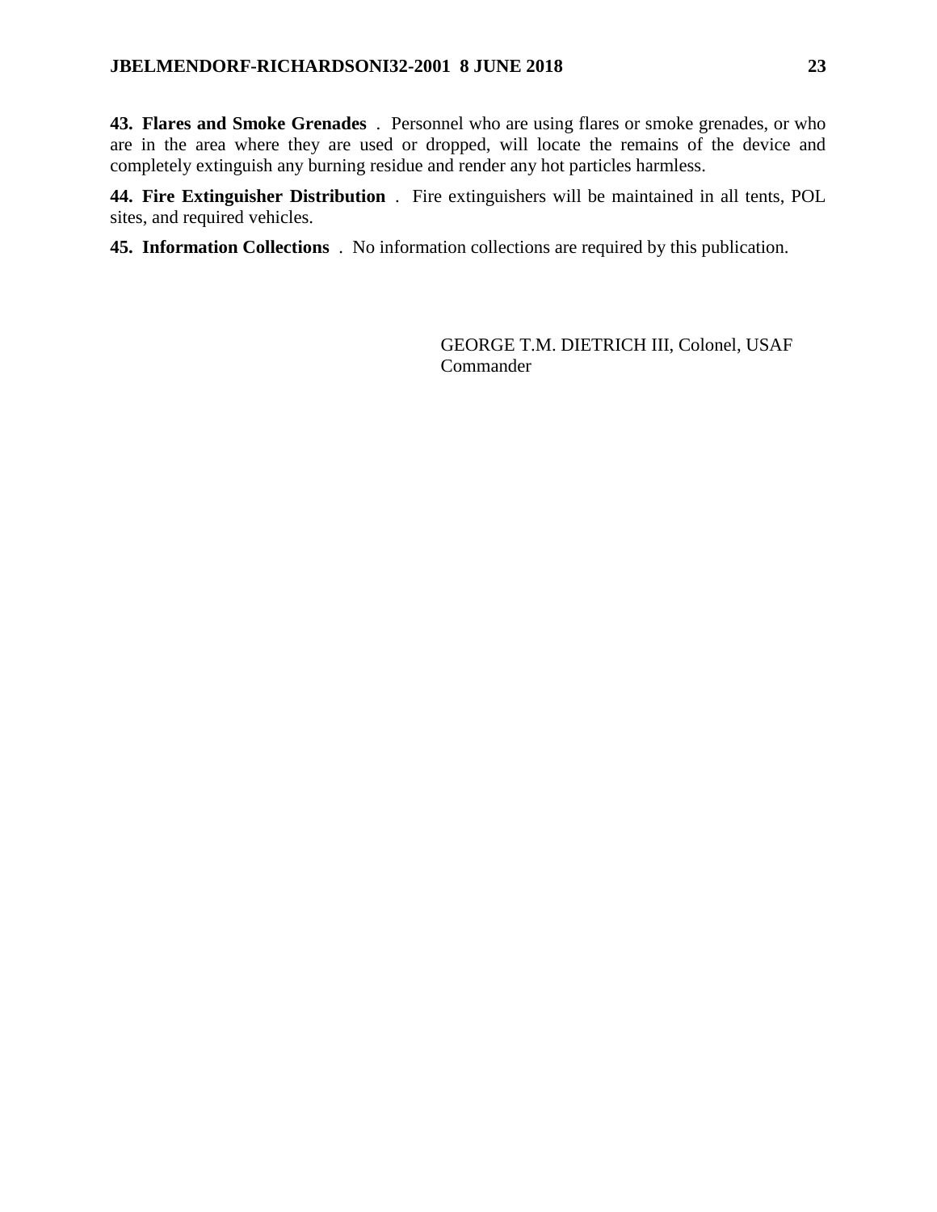**43. Flares and Smoke Grenades** . Personnel who are using flares or smoke grenades, or who are in the area where they are used or dropped, will locate the remains of the device and completely extinguish any burning residue and render any hot particles harmless.

**44. Fire Extinguisher Distribution** . Fire extinguishers will be maintained in all tents, POL sites, and required vehicles.

**45. Information Collections** . No information collections are required by this publication.

GEORGE T.M. DIETRICH III, Colonel, USAF
Commander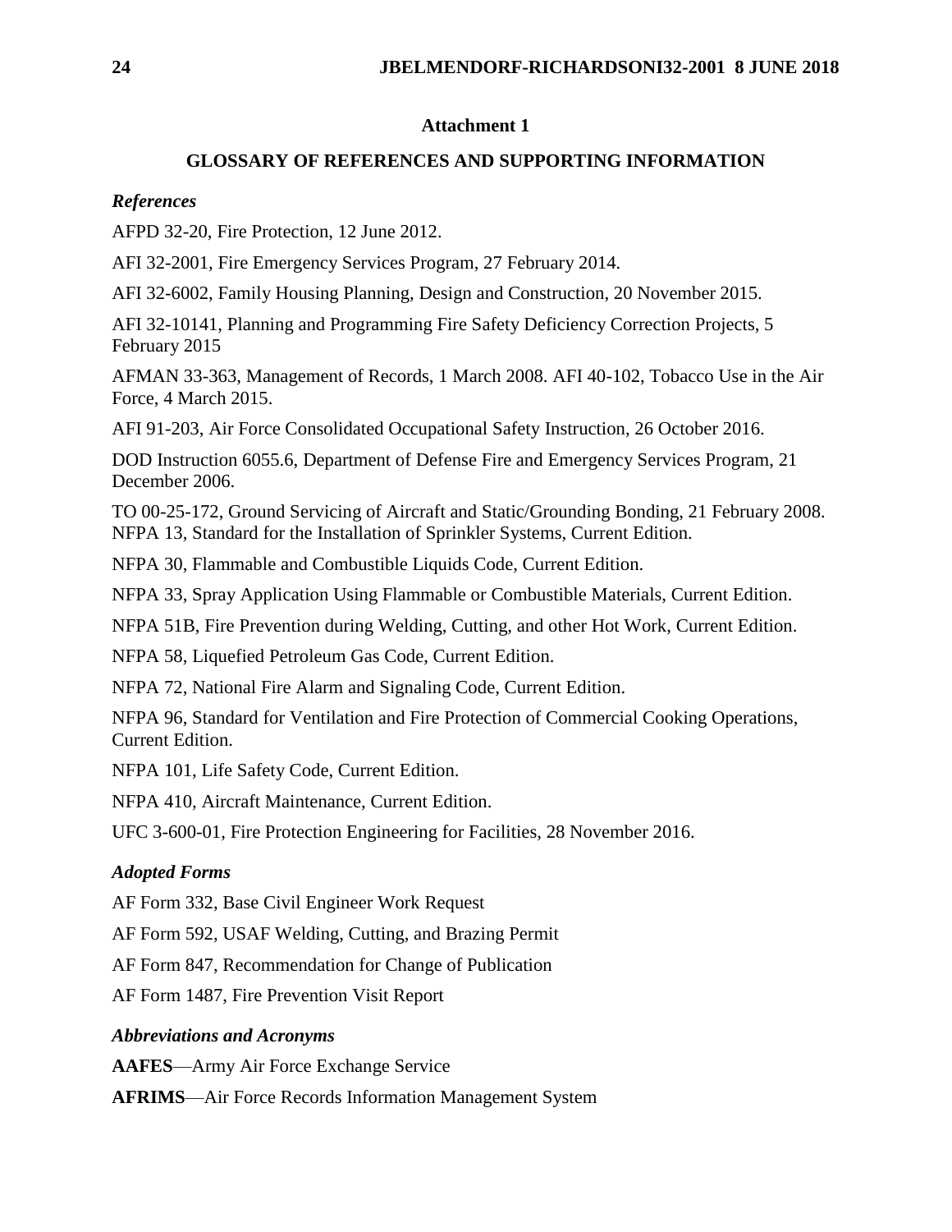**Attachment 1**

## GLOSSARY OF REFERENCES AND SUPPORTING INFORMATION

### *References*

AFPD 32-20, Fire Protection, 12 June 2012.

AFI 32-2001, Fire Emergency Services Program, 27 February 2014.

AFI 32-6002, Family Housing Planning, Design and Construction, 20 November 2015.

AFI 32-10141, Planning and Programming Fire Safety Deficiency Correction Projects, 5 February 2015

AFMAN 33-363, Management of Records, 1 March 2008. AFI 40-102, Tobacco Use in the Air Force, 4 March 2015.

AFI 91-203, Air Force Consolidated Occupational Safety Instruction, 26 October 2016.

DOD Instruction 6055.6, Department of Defense Fire and Emergency Services Program, 21 December 2006.

TO 00-25-172, Ground Servicing of Aircraft and Static/Grounding Bonding, 21 February 2008. NFPA 13, Standard for the Installation of Sprinkler Systems, Current Edition.

NFPA 30, Flammable and Combustible Liquids Code, Current Edition.

NFPA 33, Spray Application Using Flammable or Combustible Materials, Current Edition.

NFPA 51B, Fire Prevention during Welding, Cutting, and other Hot Work, Current Edition.

NFPA 58, Liquefied Petroleum Gas Code, Current Edition.

NFPA 72, National Fire Alarm and Signaling Code, Current Edition.

NFPA 96, Standard for Ventilation and Fire Protection of Commercial Cooking Operations, Current Edition.

NFPA 101, Life Safety Code, Current Edition.

NFPA 410, Aircraft Maintenance, Current Edition.

UFC 3-600-01, Fire Protection Engineering for Facilities, 28 November 2016.

### *Adopted Forms*

AF Form 332, Base Civil Engineer Work Request

AF Form 592, USAF Welding, Cutting, and Brazing Permit

AF Form 847, Recommendation for Change of Publication

AF Form 1487, Fire Prevention Visit Report

### *Abbreviations and Acronyms*

**AAFES**—Army Air Force Exchange Service

**AFRIMS**—Air Force Records Information Management System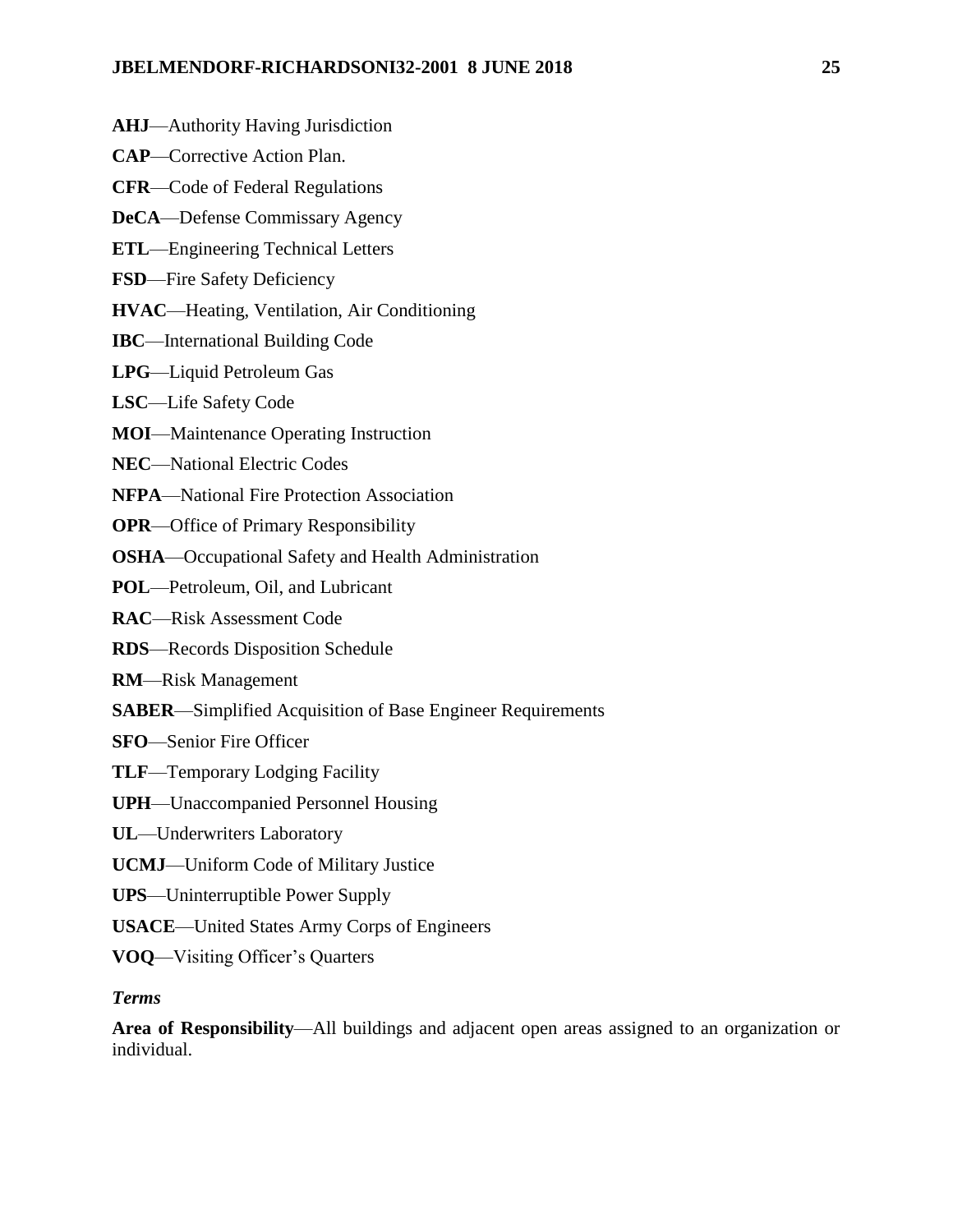**AHJ**—Authority Having Jurisdiction

**CAP**—Corrective Action Plan.

**CFR**—Code of Federal Regulations

**DeCA**—Defense Commissary Agency

**ETL**—Engineering Technical Letters

**FSD**—Fire Safety Deficiency

**HVAC**—Heating, Ventilation, Air Conditioning

**IBC**—International Building Code

**LPG**—Liquid Petroleum Gas

**LSC**—Life Safety Code

**MOI**—Maintenance Operating Instruction

**NEC**—National Electric Codes

**NFPA**—National Fire Protection Association

**OPR**—Office of Primary Responsibility

**OSHA**—Occupational Safety and Health Administration

**POL**—Petroleum, Oil, and Lubricant

**RAC**—Risk Assessment Code

**RDS**—Records Disposition Schedule

**RM**—Risk Management

**SABER**—Simplified Acquisition of Base Engineer Requirements

**SFO**—Senior Fire Officer

**TLF**—Temporary Lodging Facility

**UPH**—Unaccompanied Personnel Housing

**UL**—Underwriters Laboratory

**UCMJ**—Uniform Code of Military Justice

**UPS**—Uninterruptible Power Supply

**USACE**—United States Army Corps of Engineers

**VOQ**—Visiting Officer's Quarters

### *Terms*

**Area of Responsibility**—All buildings and adjacent open areas assigned to an organization or individual.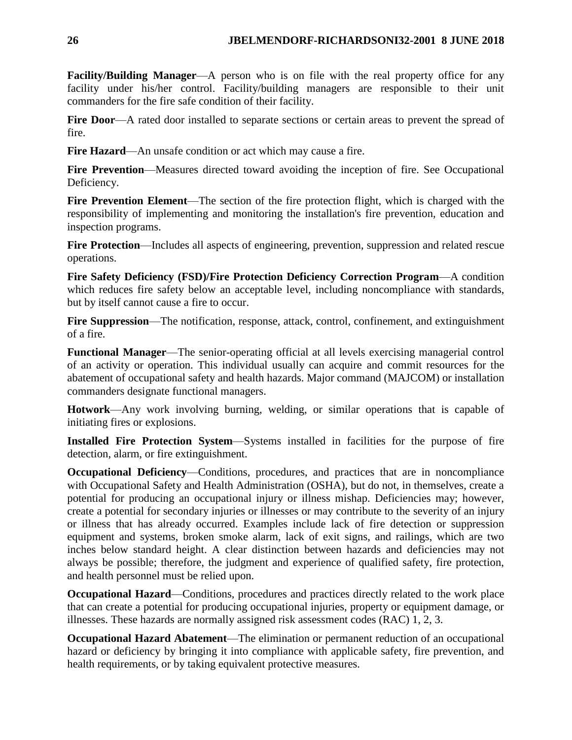**Facility/Building Manager**—A person who is on file with the real property office for any facility under his/her control. Facility/building managers are responsible to their unit commanders for the fire safe condition of their facility.

**Fire Door**—A rated door installed to separate sections or certain areas to prevent the spread of fire.

**Fire Hazard**—An unsafe condition or act which may cause a fire.

**Fire Prevention**—Measures directed toward avoiding the inception of fire. See Occupational Deficiency.

**Fire Prevention Element**—The section of the fire protection flight, which is charged with the responsibility of implementing and monitoring the installation's fire prevention, education and inspection programs.

**Fire Protection**—Includes all aspects of engineering, prevention, suppression and related rescue operations.

**Fire Safety Deficiency (FSD)/Fire Protection Deficiency Correction Program**—A condition which reduces fire safety below an acceptable level, including noncompliance with standards, but by itself cannot cause a fire to occur.

**Fire Suppression**—The notification, response, attack, control, confinement, and extinguishment of a fire.

**Functional Manager**—The senior-operating official at all levels exercising managerial control of an activity or operation. This individual usually can acquire and commit resources for the abatement of occupational safety and health hazards. Major command (MAJCOM) or installation commanders designate functional managers.

**Hotwork**—Any work involving burning, welding, or similar operations that is capable of initiating fires or explosions.

**Installed Fire Protection System**—Systems installed in facilities for the purpose of fire detection, alarm, or fire extinguishment.

**Occupational Deficiency**—Conditions, procedures, and practices that are in noncompliance with Occupational Safety and Health Administration (OSHA), but do not, in themselves, create a potential for producing an occupational injury or illness mishap. Deficiencies may; however, create a potential for secondary injuries or illnesses or may contribute to the severity of an injury or illness that has already occurred. Examples include lack of fire detection or suppression equipment and systems, broken smoke alarm, lack of exit signs, and railings, which are two inches below standard height. A clear distinction between hazards and deficiencies may not always be possible; therefore, the judgment and experience of qualified safety, fire protection, and health personnel must be relied upon.

**Occupational Hazard**—Conditions, procedures and practices directly related to the work place that can create a potential for producing occupational injuries, property or equipment damage, or illnesses. These hazards are normally assigned risk assessment codes (RAC) 1, 2, 3.

**Occupational Hazard Abatement**—The elimination or permanent reduction of an occupational hazard or deficiency by bringing it into compliance with applicable safety, fire prevention, and health requirements, or by taking equivalent protective measures.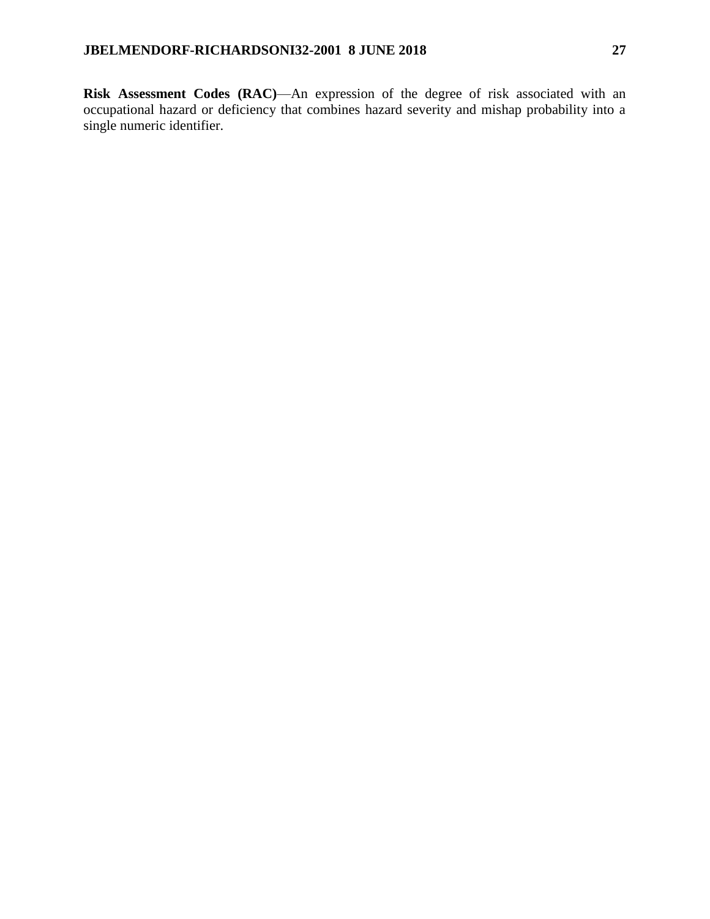**Risk Assessment Codes (RAC)**—An expression of the degree of risk associated with an occupational hazard or deficiency that combines hazard severity and mishap probability into a single numeric identifier.